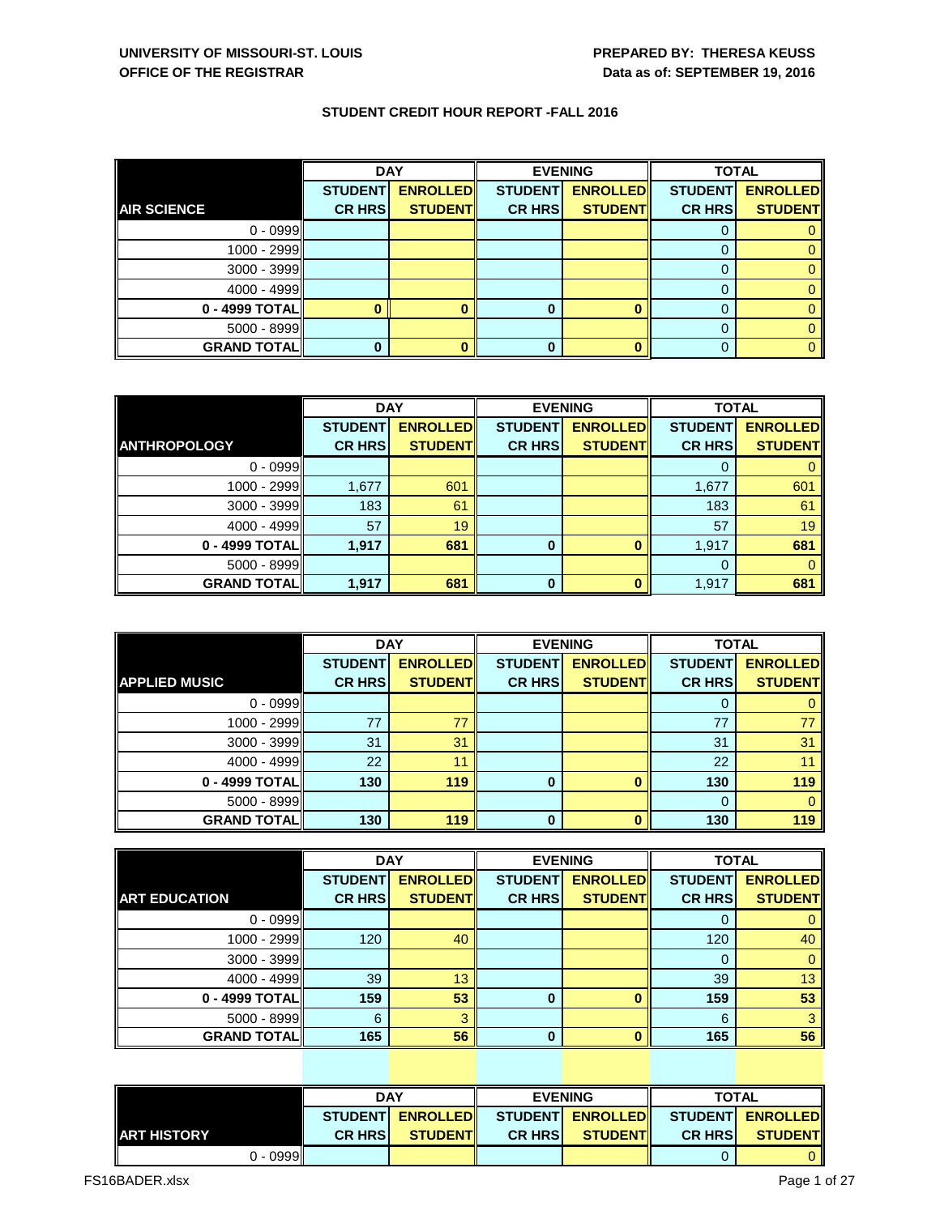**UNIVERSITY OF MISSOURI-ST. LOUIS**
**OFFICE OF THE REGISTRAR**

**PREPARED BY: THERESA KEUSS**
**Data as of: SEPTEMBER 19, 2016**

## STUDENT CREDIT HOUR REPORT -FALL 2016

| | DAY | | EVENING | | TOTAL | |
|---|---|---|---|---|---|---|
| **AIR SCIENCE** | **STUDENT CR HRS** | **ENROLLED STUDENT** | **STUDENT CR HRS** | **ENROLLED STUDENT** | **STUDENT CR HRS** | **ENROLLED STUDENT** |
| 0 - 0999 | | | | | 0 | 0 |
| 1000 - 2999 | | | | | 0 | 0 |
| 3000 - 3999 | | | | | 0 | 0 |
| 4000 - 4999 | | | | | 0 | 0 |
| **0 - 4999 TOTAL** | **0** | **0** | **0** | **0** | 0 | 0 |
| 5000 - 8999 | | | | | 0 | 0 |
| **GRAND TOTAL** | **0** | **0** | **0** | **0** | 0 | 0 |

| | DAY | | EVENING | | TOTAL | |
|---|---|---|---|---|---|---|
| **ANTHROPOLOGY** | **STUDENT CR HRS** | **ENROLLED STUDENT** | **STUDENT CR HRS** | **ENROLLED STUDENT** | **STUDENT CR HRS** | **ENROLLED STUDENT** |
| 0 - 0999 | | | | | 0 | 0 |
| 1000 - 2999 | 1,677 | 601 | | | 1,677 | 601 |
| 3000 - 3999 | 183 | 61 | | | 183 | 61 |
| 4000 - 4999 | 57 | 19 | | | 57 | 19 |
| **0 - 4999 TOTAL** | **1,917** | **681** | **0** | **0** | 1,917 | **681** |
| 5000 - 8999 | | | | | 0 | 0 |
| **GRAND TOTAL** | **1,917** | **681** | **0** | **0** | 1,917 | **681** |

| | DAY | | EVENING | | TOTAL | |
|---|---|---|---|---|---|---|
| **APPLIED MUSIC** | **STUDENT CR HRS** | **ENROLLED STUDENT** | **STUDENT CR HRS** | **ENROLLED STUDENT** | **STUDENT CR HRS** | **ENROLLED STUDENT** |
| 0 - 0999 | | | | | 0 | 0 |
| 1000 - 2999 | 77 | 77 | | | 77 | 77 |
| 3000 - 3999 | 31 | 31 | | | 31 | 31 |
| 4000 - 4999 | 22 | 11 | | | 22 | 11 |
| **0 - 4999 TOTAL** | **130** | **119** | **0** | **0** | **130** | **119** |
| 5000 - 8999 | | | | | 0 | 0 |
| **GRAND TOTAL** | **130** | **119** | **0** | **0** | **130** | **119** |

| | DAY | | EVENING | | TOTAL | |
|---|---|---|---|---|---|---|
| **ART EDUCATION** | **STUDENT CR HRS** | **ENROLLED STUDENT** | **STUDENT CR HRS** | **ENROLLED STUDENT** | **STUDENT CR HRS** | **ENROLLED STUDENT** |
| 0 - 0999 | | | | | 0 | 0 |
| 1000 - 2999 | 120 | 40 | | | 120 | 40 |
| 3000 - 3999 | | | | | 0 | 0 |
| 4000 - 4999 | 39 | 13 | | | 39 | 13 |
| **0 - 4999 TOTAL** | **159** | **53** | **0** | **0** | **159** | **53** |
| 5000 - 8999 | 6 | 3 | | | 6 | 3 |
| **GRAND TOTAL** | **165** | **56** | **0** | **0** | **165** | **56** |

| | DAY | | EVENING | | TOTAL | |
|---|---|---|---|---|---|---|
| **ART HISTORY** | **STUDENT CR HRS** | **ENROLLED STUDENT** | **STUDENT CR HRS** | **ENROLLED STUDENT** | **STUDENT CR HRS** | **ENROLLED STUDENT** |
| 0 - 0999 | | | | | 0 | 0 |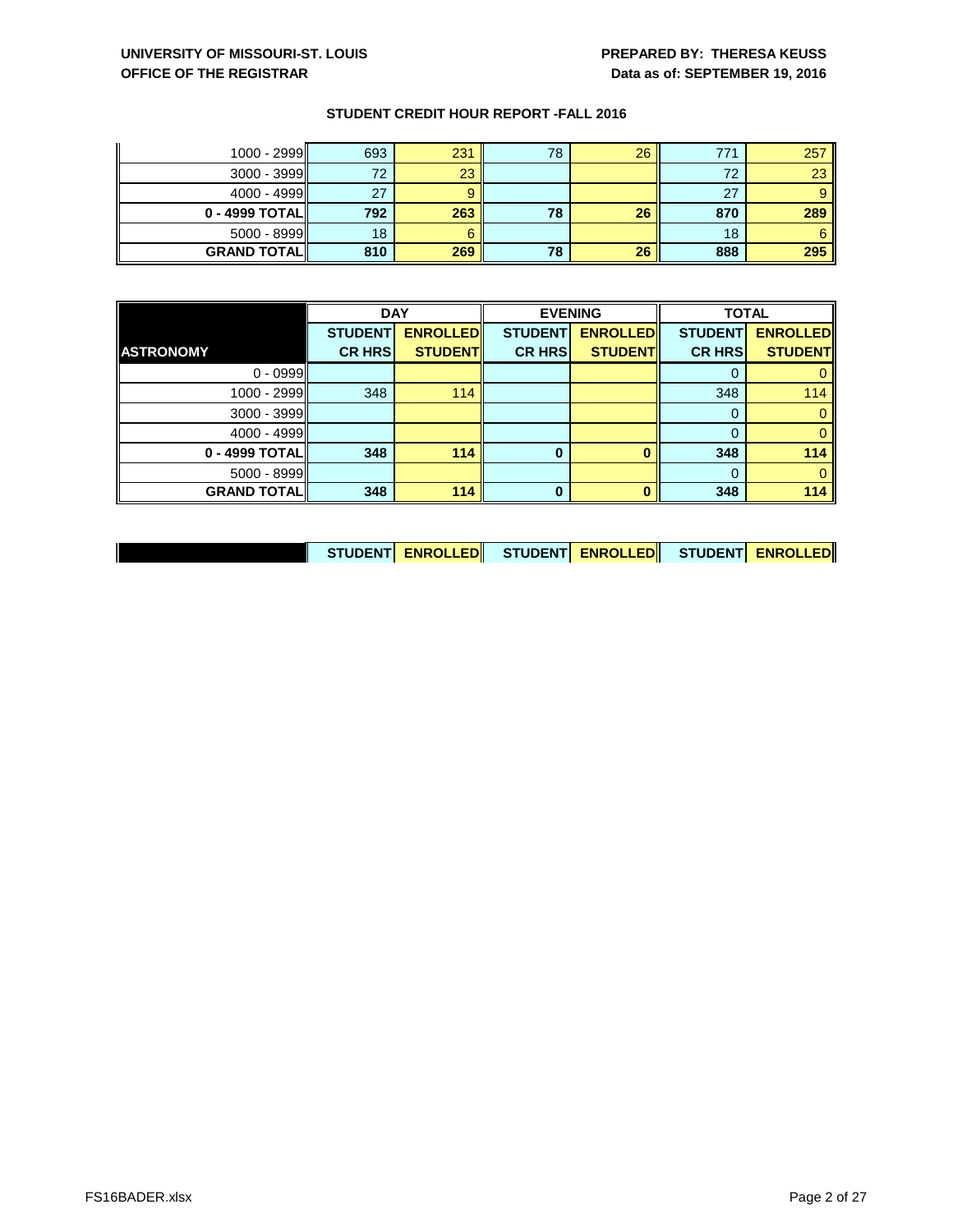**UNIVERSITY OF MISSOURI-ST. LOUIS**
**OFFICE OF THE REGISTRAR**

**PREPARED BY: THERESA KEUSS**
**Data as of: SEPTEMBER 19, 2016**

## STUDENT CREDIT HOUR REPORT -FALL 2016

| | | | | | | |
|---|---|---|---|---|---|---|
| 1000 - 2999 | 693 | 231 | 78 | 26 | 771 | 257 |
| 3000 - 3999 | 72 | 23 | | | 72 | 23 |
| 4000 - 4999 | 27 | 9 | | | 27 | 9 |
| **0 - 4999 TOTAL** | **792** | **263** | **78** | **26** | **870** | **289** |
| 5000 - 8999 | 18 | 6 | | | 18 | 6 |
| **GRAND TOTAL** | **810** | **269** | **78** | **26** | **888** | **295** |

| | **DAY** | | **EVENING** | | **TOTAL** | |
|---|---|---|---|---|---|---|
| **ASTRONOMY** | **STUDENT CR HRS** | **ENROLLED STUDENT** | **STUDENT CR HRS** | **ENROLLED STUDENT** | **STUDENT CR HRS** | **ENROLLED STUDENT** |
| 0 - 0999 | | | | | 0 | 0 |
| 1000 - 2999 | 348 | 114 | | | 348 | 114 |
| 3000 - 3999 | | | | | 0 | 0 |
| 4000 - 4999 | | | | | 0 | 0 |
| **0 - 4999 TOTAL** | **348** | **114** | **0** | **0** | **348** | **114** |
| 5000 - 8999 | | | | | 0 | 0 |
| **GRAND TOTAL** | **348** | **114** | **0** | **0** | **348** | **114** |

| | **STUDENT** | **ENROLLED** | **STUDENT** | **ENROLLED** | **STUDENT** | **ENROLLED** |
|---|---|---|---|---|---|---|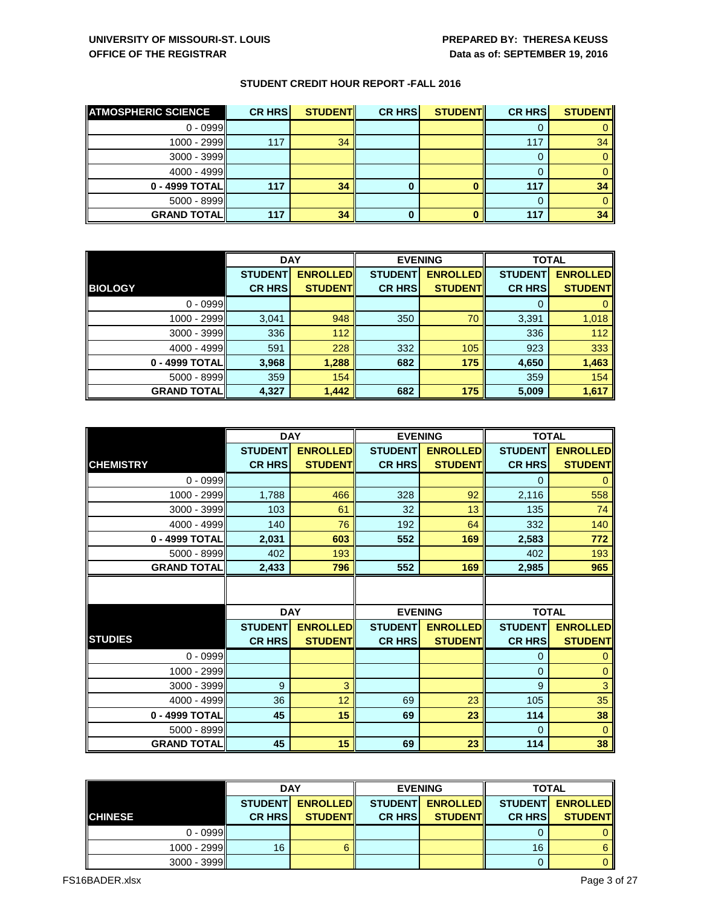**UNIVERSITY OF MISSOURI-ST. LOUIS**
**OFFICE OF THE REGISTRAR**

**PREPARED BY: THERESA KEUSS**
**Data as of: SEPTEMBER 19, 2016**

**STUDENT CREDIT HOUR REPORT -FALL 2016**

| ATMOSPHERIC SCIENCE | CR HRS | STUDENT | CR HRS | STUDENT | CR HRS | STUDENT |
|---|---|---|---|---|---|---|
| 0 - 0999 | | | | | 0 | 0 |
| 1000 - 2999 | 117 | 34 | | | 117 | 34 |
| 3000 - 3999 | | | | | 0 | 0 |
| 4000 - 4999 | | | | | 0 | 0 |
| **0 - 4999 TOTAL** | **117** | **34** | **0** | **0** | **117** | **34** |
| 5000 - 8999 | | | | | 0 | 0 |
| **GRAND TOTAL** | **117** | **34** | **0** | **0** | **117** | **34** |

| | DAY | | EVENING | | TOTAL | |
|---|---|---|---|---|---|---|
| **BIOLOGY** | STUDENT CR HRS | ENROLLED STUDENT | STUDENT CR HRS | ENROLLED STUDENT | STUDENT CR HRS | ENROLLED STUDENT |
| 0 - 0999 | | | | | 0 | 0 |
| 1000 - 2999 | 3,041 | 948 | 350 | 70 | 3,391 | 1,018 |
| 3000 - 3999 | 336 | 112 | | | 336 | 112 |
| 4000 - 4999 | 591 | 228 | 332 | 105 | 923 | 333 |
| **0 - 4999 TOTAL** | **3,968** | **1,288** | **682** | **175** | **4,650** | **1,463** |
| 5000 - 8999 | 359 | 154 | | | 359 | 154 |
| **GRAND TOTAL** | **4,327** | **1,442** | **682** | **175** | **5,009** | **1,617** |

| | DAY | | EVENING | | TOTAL | |
|---|---|---|---|---|---|---|
| **CHEMISTRY** | STUDENT CR HRS | ENROLLED STUDENT | STUDENT CR HRS | ENROLLED STUDENT | STUDENT CR HRS | ENROLLED STUDENT |
| 0 - 0999 | | | | | 0 | 0 |
| 1000 - 2999 | 1,788 | 466 | 328 | 92 | 2,116 | 558 |
| 3000 - 3999 | 103 | 61 | 32 | 13 | 135 | 74 |
| 4000 - 4999 | 140 | 76 | 192 | 64 | 332 | 140 |
| **0 - 4999 TOTAL** | **2,031** | **603** | **552** | **169** | **2,583** | **772** |
| 5000 - 8999 | 402 | 193 | | | 402 | 193 |
| **GRAND TOTAL** | **2,433** | **796** | **552** | **169** | **2,985** | **965** |

| | DAY | | EVENING | | TOTAL | |
|---|---|---|---|---|---|---|
| **STUDIES** | STUDENT CR HRS | ENROLLED STUDENT | STUDENT CR HRS | ENROLLED STUDENT | STUDENT CR HRS | ENROLLED STUDENT |
| 0 - 0999 | | | | | 0 | 0 |
| 1000 - 2999 | | | | | 0 | 0 |
| 3000 - 3999 | 9 | 3 | | | 9 | 3 |
| 4000 - 4999 | 36 | 12 | 69 | 23 | 105 | 35 |
| **0 - 4999 TOTAL** | **45** | **15** | **69** | **23** | **114** | **38** |
| 5000 - 8999 | | | | | 0 | 0 |
| **GRAND TOTAL** | **45** | **15** | **69** | **23** | **114** | **38** |

| | DAY | | EVENING | | TOTAL | |
|---|---|---|---|---|---|---|
| **CHINESE** | STUDENT CR HRS | ENROLLED STUDENT | STUDENT CR HRS | ENROLLED STUDENT | STUDENT CR HRS | ENROLLED STUDENT |
| 0 - 0999 | | | | | 0 | 0 |
| 1000 - 2999 | 16 | 6 | | | 16 | 6 |
| 3000 - 3999 | | | | | 0 | 0 |

FS16BADER.xlsx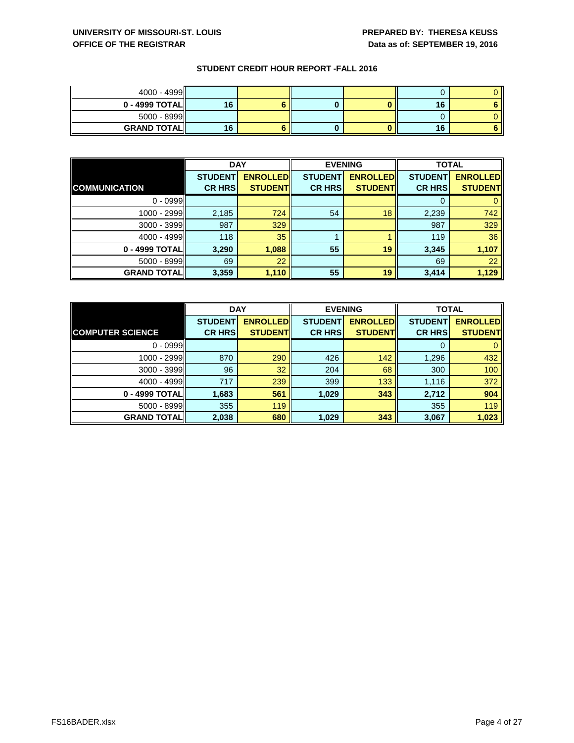**UNIVERSITY OF MISSOURI-ST. LOUIS**
**OFFICE OF THE REGISTRAR**

**PREPARED BY: THERESA KEUSS**
**Data as of: SEPTEMBER 19, 2016**

## STUDENT CREDIT HOUR REPORT -FALL 2016

| | | | | | | |
|---|---|---|---|---|---|---|
| 4000 - 4999 | | | | | 0 | 0 |
| **0 - 4999 TOTAL** | **16** | **6** | **0** | **0** | **16** | **6** |
| 5000 - 8999 | | | | | 0 | 0 |
| **GRAND TOTAL** | **16** | **6** | **0** | **0** | **16** | **6** |

| | DAY | | EVENING | | TOTAL | |
|---|---|---|---|---|---|---|
| **COMMUNICATION** | **STUDENT CR HRS** | **ENROLLED STUDENT** | **STUDENT CR HRS** | **ENROLLED STUDENT** | **STUDENT CR HRS** | **ENROLLED STUDENT** |
| 0 - 0999 | | | | | 0 | 0 |
| 1000 - 2999 | 2,185 | 724 | 54 | 18 | 2,239 | 742 |
| 3000 - 3999 | 987 | 329 | | | 987 | 329 |
| 4000 - 4999 | 118 | 35 | 1 | 1 | 119 | 36 |
| **0 - 4999 TOTAL** | **3,290** | **1,088** | **55** | **19** | **3,345** | **1,107** |
| 5000 - 8999 | 69 | 22 | | | 69 | 22 |
| **GRAND TOTAL** | **3,359** | **1,110** | **55** | **19** | **3,414** | **1,129** |

| | DAY | | EVENING | | TOTAL | |
|---|---|---|---|---|---|---|
| **COMPUTER SCIENCE** | **STUDENT CR HRS** | **ENROLLED STUDENT** | **STUDENT CR HRS** | **ENROLLED STUDENT** | **STUDENT CR HRS** | **ENROLLED STUDENT** |
| 0 - 0999 | | | | | 0 | 0 |
| 1000 - 2999 | 870 | 290 | 426 | 142 | 1,296 | 432 |
| 3000 - 3999 | 96 | 32 | 204 | 68 | 300 | 100 |
| 4000 - 4999 | 717 | 239 | 399 | 133 | 1,116 | 372 |
| **0 - 4999 TOTAL** | **1,683** | **561** | **1,029** | **343** | **2,712** | **904** |
| 5000 - 8999 | 355 | 119 | | | 355 | 119 |
| **GRAND TOTAL** | **2,038** | **680** | **1,029** | **343** | **3,067** | **1,023** |

FS16BADER.xlsx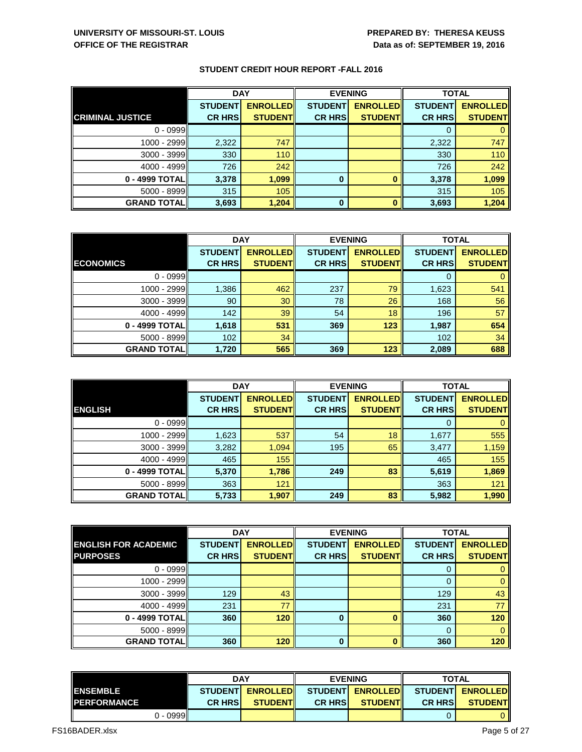**UNIVERSITY OF MISSOURI-ST. LOUIS**
**OFFICE OF THE REGISTRAR**

**PREPARED BY: THERESA KEUSS**
**Data as of: SEPTEMBER 19, 2016**

## STUDENT CREDIT HOUR REPORT -FALL 2016

| | DAY | | EVENING | | TOTAL | |
|---|---|---|---|---|---|---|
| **CRIMINAL JUSTICE** | **STUDENT CR HRS** | **ENROLLED STUDENT** | **STUDENT CR HRS** | **ENROLLED STUDENT** | **STUDENT CR HRS** | **ENROLLED STUDENT** |
| 0 - 0999 | | | | | 0 | 0 |
| 1000 - 2999 | 2,322 | 747 | | | 2,322 | 747 |
| 3000 - 3999 | 330 | 110 | | | 330 | 110 |
| 4000 - 4999 | 726 | 242 | | | 726 | 242 |
| **0 - 4999 TOTAL** | **3,378** | **1,099** | **0** | **0** | **3,378** | **1,099** |
| 5000 - 8999 | 315 | 105 | | | 315 | 105 |
| **GRAND TOTAL** | **3,693** | **1,204** | **0** | **0** | **3,693** | **1,204** |

| | DAY | | EVENING | | TOTAL | |
|---|---|---|---|---|---|---|
| **ECONOMICS** | **STUDENT CR HRS** | **ENROLLED STUDENT** | **STUDENT CR HRS** | **ENROLLED STUDENT** | **STUDENT CR HRS** | **ENROLLED STUDENT** |
| 0 - 0999 | | | | | 0 | 0 |
| 1000 - 2999 | 1,386 | 462 | 237 | 79 | 1,623 | 541 |
| 3000 - 3999 | 90 | 30 | 78 | 26 | 168 | 56 |
| 4000 - 4999 | 142 | 39 | 54 | 18 | 196 | 57 |
| **0 - 4999 TOTAL** | **1,618** | **531** | **369** | **123** | **1,987** | **654** |
| 5000 - 8999 | 102 | 34 | | | 102 | 34 |
| **GRAND TOTAL** | **1,720** | **565** | **369** | **123** | **2,089** | **688** |

| | DAY | | EVENING | | TOTAL | |
|---|---|---|---|---|---|---|
| **ENGLISH** | **STUDENT CR HRS** | **ENROLLED STUDENT** | **STUDENT CR HRS** | **ENROLLED STUDENT** | **STUDENT CR HRS** | **ENROLLED STUDENT** |
| 0 - 0999 | | | | | 0 | 0 |
| 1000 - 2999 | 1,623 | 537 | 54 | 18 | 1,677 | 555 |
| 3000 - 3999 | 3,282 | 1,094 | 195 | 65 | 3,477 | 1,159 |
| 4000 - 4999 | 465 | 155 | | | 465 | 155 |
| **0 - 4999 TOTAL** | **5,370** | **1,786** | **249** | **83** | **5,619** | **1,869** |
| 5000 - 8999 | 363 | 121 | | | 363 | 121 |
| **GRAND TOTAL** | **5,733** | **1,907** | **249** | **83** | **5,982** | **1,990** |

| | DAY | | EVENING | | TOTAL | |
|---|---|---|---|---|---|---|
| **ENGLISH FOR ACADEMIC PURPOSES** | **STUDENT CR HRS** | **ENROLLED STUDENT** | **STUDENT CR HRS** | **ENROLLED STUDENT** | **STUDENT CR HRS** | **ENROLLED STUDENT** |
| 0 - 0999 | | | | | 0 | 0 |
| 1000 - 2999 | | | | | 0 | 0 |
| 3000 - 3999 | 129 | 43 | | | 129 | 43 |
| 4000 - 4999 | 231 | 77 | | | 231 | 77 |
| **0 - 4999 TOTAL** | **360** | **120** | **0** | **0** | **360** | **120** |
| 5000 - 8999 | | | | | 0 | 0 |
| **GRAND TOTAL** | **360** | **120** | **0** | **0** | **360** | **120** |

| | DAY | | EVENING | | TOTAL | |
|---|---|---|---|---|---|---|
| **ENSEMBLE PERFORMANCE** | **STUDENT CR HRS** | **ENROLLED STUDENT** | **STUDENT CR HRS** | **ENROLLED STUDENT** | **STUDENT CR HRS** | **ENROLLED STUDENT** |
| 0 - 0999 | | | | | 0 | 0 |

FS16BADER.xlsx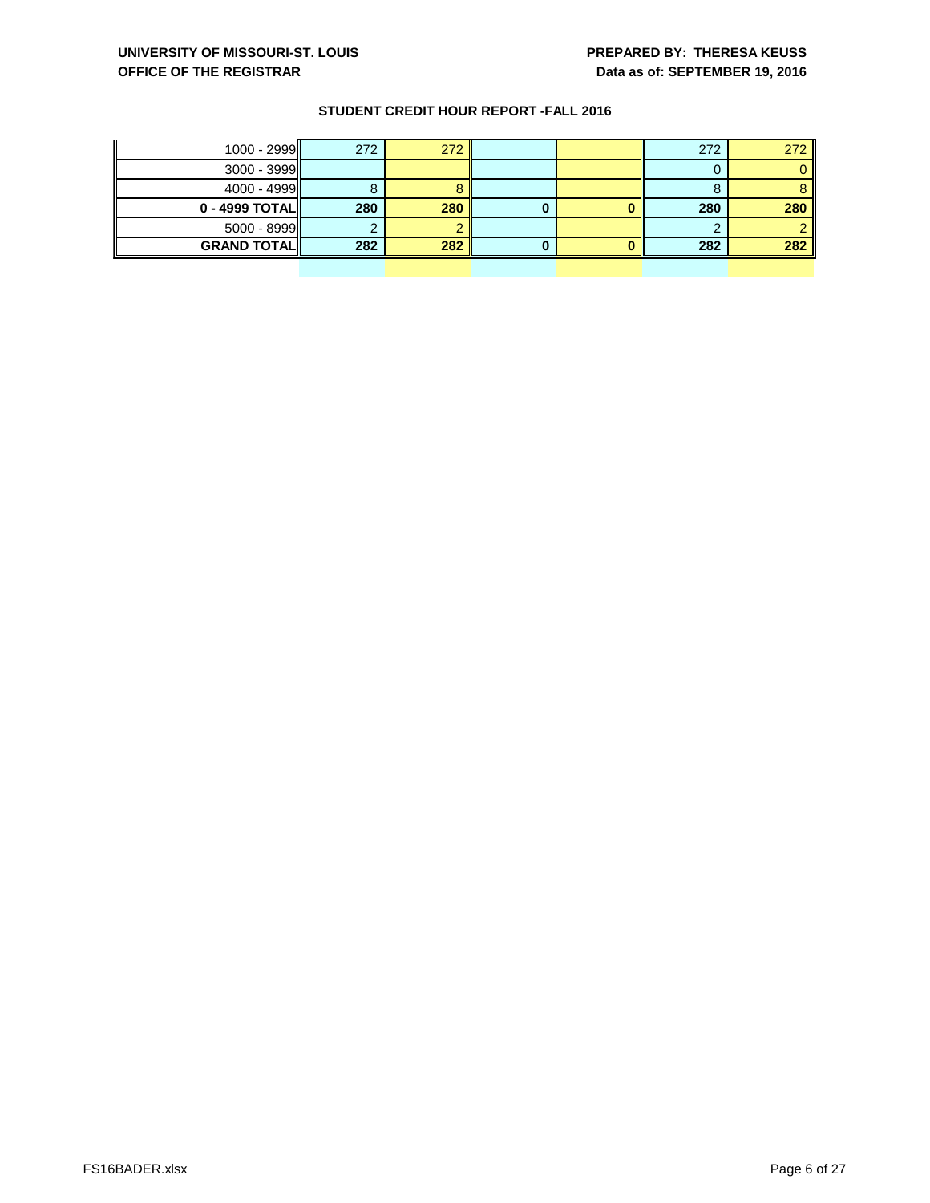**UNIVERSITY OF MISSOURI-ST. LOUIS**
**OFFICE OF THE REGISTRAR**

**PREPARED BY: THERESA KEUSS**
**Data as of: SEPTEMBER 19, 2016**

### STUDENT CREDIT HOUR REPORT -FALL 2016

| | | | | | | |
|---|---|---|---|---|---|---|
| 1000 - 2999 | 272 | 272 | | | 272 | 272 |
| 3000 - 3999 | | | | | 0 | 0 |
| 4000 - 4999 | 8 | 8 | | | 8 | 8 |
| **0 - 4999 TOTAL** | **280** | **280** | **0** | **0** | **280** | **280** |
| 5000 - 8999 | 2 | 2 | | | 2 | 2 |
| **GRAND TOTAL** | **282** | **282** | **0** | **0** | **282** | **282** |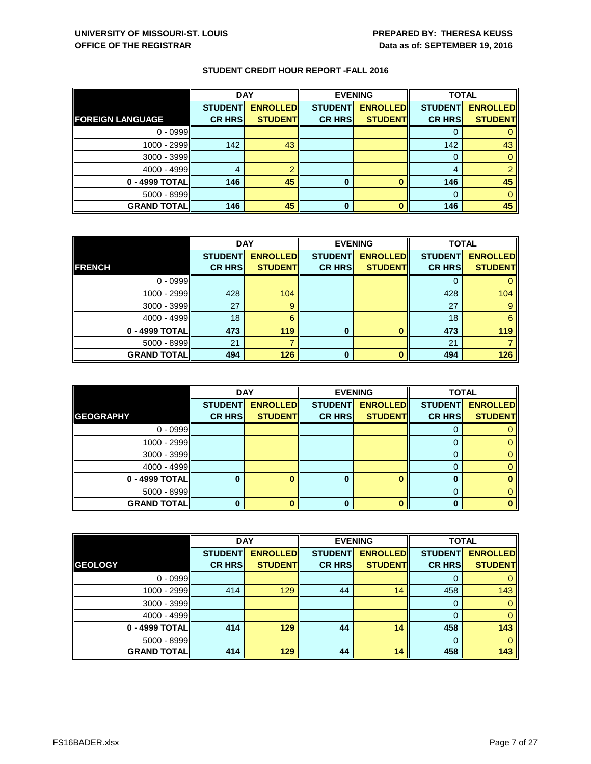**UNIVERSITY OF MISSOURI-ST. LOUIS**
**OFFICE OF THE REGISTRAR**

**PREPARED BY: THERESA KEUSS**
**Data as of: SEPTEMBER 19, 2016**

## STUDENT CREDIT HOUR REPORT -FALL 2016

| | DAY | | EVENING | | TOTAL | |
|---|---|---|---|---|---|---|
| **FOREIGN LANGUAGE** | **STUDENT CR HRS** | **ENROLLED STUDENT** | **STUDENT CR HRS** | **ENROLLED STUDENT** | **STUDENT CR HRS** | **ENROLLED STUDENT** |
| 0 - 0999 | | | | | 0 | 0 |
| 1000 - 2999 | 142 | 43 | | | 142 | 43 |
| 3000 - 3999 | | | | | 0 | 0 |
| 4000 - 4999 | 4 | 2 | | | 4 | 2 |
| **0 - 4999 TOTAL** | **146** | **45** | **0** | **0** | **146** | **45** |
| 5000 - 8999 | | | | | 0 | 0 |
| **GRAND TOTAL** | **146** | **45** | **0** | **0** | **146** | **45** |

| | DAY | | EVENING | | TOTAL | |
|---|---|---|---|---|---|---|
| **FRENCH** | **STUDENT CR HRS** | **ENROLLED STUDENT** | **STUDENT CR HRS** | **ENROLLED STUDENT** | **STUDENT CR HRS** | **ENROLLED STUDENT** |
| 0 - 0999 | | | | | 0 | 0 |
| 1000 - 2999 | 428 | 104 | | | 428 | 104 |
| 3000 - 3999 | 27 | 9 | | | 27 | 9 |
| 4000 - 4999 | 18 | 6 | | | 18 | 6 |
| **0 - 4999 TOTAL** | **473** | **119** | **0** | **0** | **473** | **119** |
| 5000 - 8999 | 21 | 7 | | | 21 | 7 |
| **GRAND TOTAL** | **494** | **126** | **0** | **0** | **494** | **126** |

| | DAY | | EVENING | | TOTAL | |
|---|---|---|---|---|---|---|
| **GEOGRAPHY** | **STUDENT CR HRS** | **ENROLLED STUDENT** | **STUDENT CR HRS** | **ENROLLED STUDENT** | **STUDENT CR HRS** | **ENROLLED STUDENT** |
| 0 - 0999 | | | | | 0 | 0 |
| 1000 - 2999 | | | | | 0 | 0 |
| 3000 - 3999 | | | | | 0 | 0 |
| 4000 - 4999 | | | | | 0 | 0 |
| **0 - 4999 TOTAL** | **0** | **0** | **0** | **0** | **0** | **0** |
| 5000 - 8999 | | | | | 0 | 0 |
| **GRAND TOTAL** | **0** | **0** | **0** | **0** | **0** | **0** |

| | DAY | | EVENING | | TOTAL | |
|---|---|---|---|---|---|---|
| **GEOLOGY** | **STUDENT CR HRS** | **ENROLLED STUDENT** | **STUDENT CR HRS** | **ENROLLED STUDENT** | **STUDENT CR HRS** | **ENROLLED STUDENT** |
| 0 - 0999 | | | | | 0 | 0 |
| 1000 - 2999 | 414 | 129 | 44 | 14 | 458 | 143 |
| 3000 - 3999 | | | | | 0 | 0 |
| 4000 - 4999 | | | | | 0 | 0 |
| **0 - 4999 TOTAL** | **414** | **129** | **44** | **14** | **458** | **143** |
| 5000 - 8999 | | | | | 0 | 0 |
| **GRAND TOTAL** | **414** | **129** | **44** | **14** | **458** | **143** |

FS16BADER.xlsx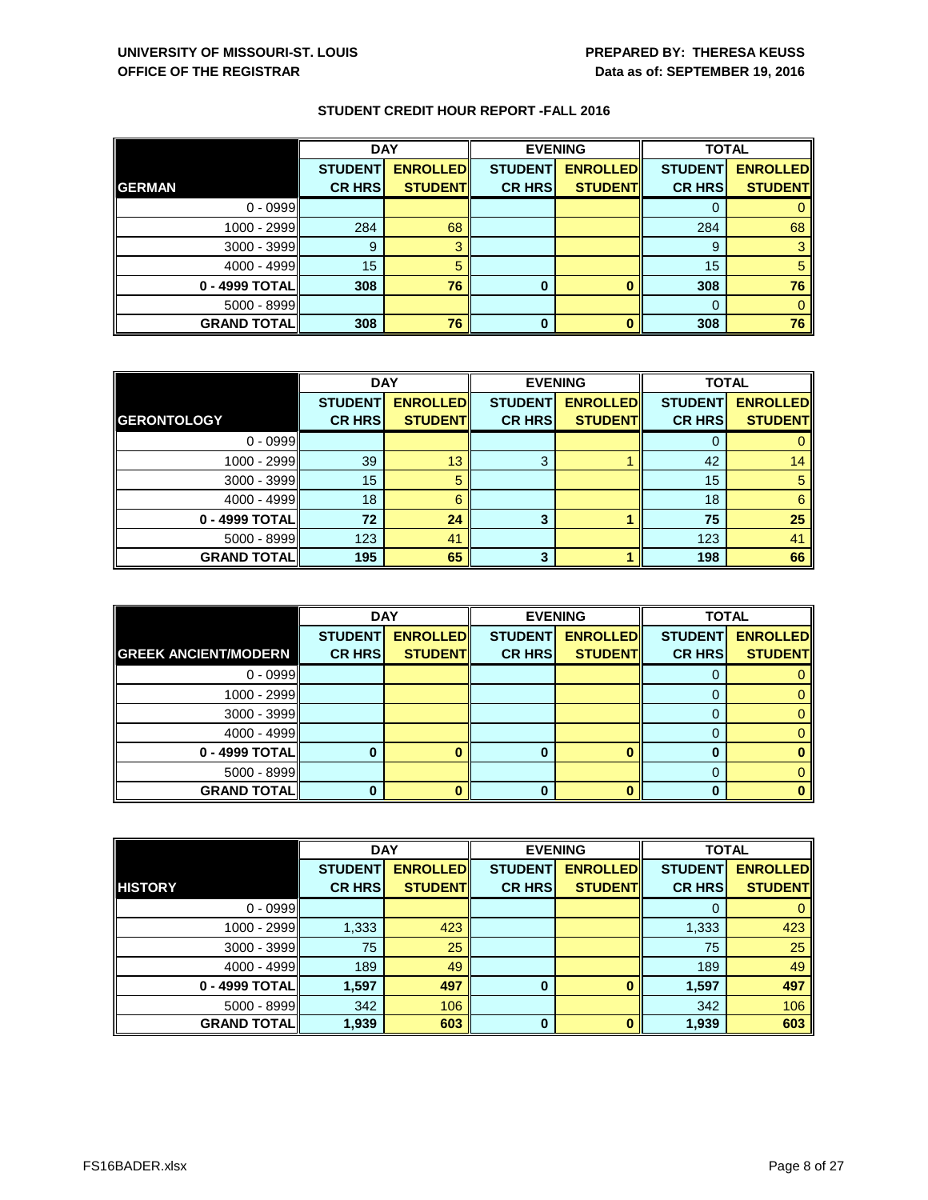**UNIVERSITY OF MISSOURI-ST. LOUIS**
**OFFICE OF THE REGISTRAR**

**PREPARED BY: THERESA KEUSS**
**Data as of: SEPTEMBER 19, 2016**

## STUDENT CREDIT HOUR REPORT -FALL 2016

| | DAY | | EVENING | | TOTAL | |
|---|---|---|---|---|---|---|
| **GERMAN** | **STUDENT CR HRS** | **ENROLLED STUDENT** | **STUDENT CR HRS** | **ENROLLED STUDENT** | **STUDENT CR HRS** | **ENROLLED STUDENT** |
| 0 - 0999 | | | | | 0 | 0 |
| 1000 - 2999 | 284 | 68 | | | 284 | 68 |
| 3000 - 3999 | 9 | 3 | | | 9 | 3 |
| 4000 - 4999 | 15 | 5 | | | 15 | 5 |
| **0 - 4999 TOTAL** | **308** | **76** | **0** | **0** | **308** | **76** |
| 5000 - 8999 | | | | | 0 | 0 |
| **GRAND TOTAL** | **308** | **76** | **0** | **0** | **308** | **76** |

| | DAY | | EVENING | | TOTAL | |
|---|---|---|---|---|---|---|
| **GERONTOLOGY** | **STUDENT CR HRS** | **ENROLLED STUDENT** | **STUDENT CR HRS** | **ENROLLED STUDENT** | **STUDENT CR HRS** | **ENROLLED STUDENT** |
| 0 - 0999 | | | | | 0 | 0 |
| 1000 - 2999 | 39 | 13 | 3 | 1 | 42 | 14 |
| 3000 - 3999 | 15 | 5 | | | 15 | 5 |
| 4000 - 4999 | 18 | 6 | | | 18 | 6 |
| **0 - 4999 TOTAL** | **72** | **24** | **3** | **1** | **75** | **25** |
| 5000 - 8999 | 123 | 41 | | | 123 | 41 |
| **GRAND TOTAL** | **195** | **65** | **3** | **1** | **198** | **66** |

| | DAY | | EVENING | | TOTAL | |
|---|---|---|---|---|---|---|
| **GREEK ANCIENT/MODERN** | **STUDENT CR HRS** | **ENROLLED STUDENT** | **STUDENT CR HRS** | **ENROLLED STUDENT** | **STUDENT CR HRS** | **ENROLLED STUDENT** |
| 0 - 0999 | | | | | 0 | 0 |
| 1000 - 2999 | | | | | 0 | 0 |
| 3000 - 3999 | | | | | 0 | 0 |
| 4000 - 4999 | | | | | 0 | 0 |
| **0 - 4999 TOTAL** | **0** | **0** | **0** | **0** | **0** | **0** |
| 5000 - 8999 | | | | | 0 | 0 |
| **GRAND TOTAL** | **0** | **0** | **0** | **0** | **0** | **0** |

| | DAY | | EVENING | | TOTAL | |
|---|---|---|---|---|---|---|
| **HISTORY** | **STUDENT CR HRS** | **ENROLLED STUDENT** | **STUDENT CR HRS** | **ENROLLED STUDENT** | **STUDENT CR HRS** | **ENROLLED STUDENT** |
| 0 - 0999 | | | | | 0 | 0 |
| 1000 - 2999 | 1,333 | 423 | | | 1,333 | 423 |
| 3000 - 3999 | 75 | 25 | | | 75 | 25 |
| 4000 - 4999 | 189 | 49 | | | 189 | 49 |
| **0 - 4999 TOTAL** | **1,597** | **497** | **0** | **0** | **1,597** | **497** |
| 5000 - 8999 | 342 | 106 | | | 342 | 106 |
| **GRAND TOTAL** | **1,939** | **603** | **0** | **0** | **1,939** | **603** |

FS16BADER.xlsx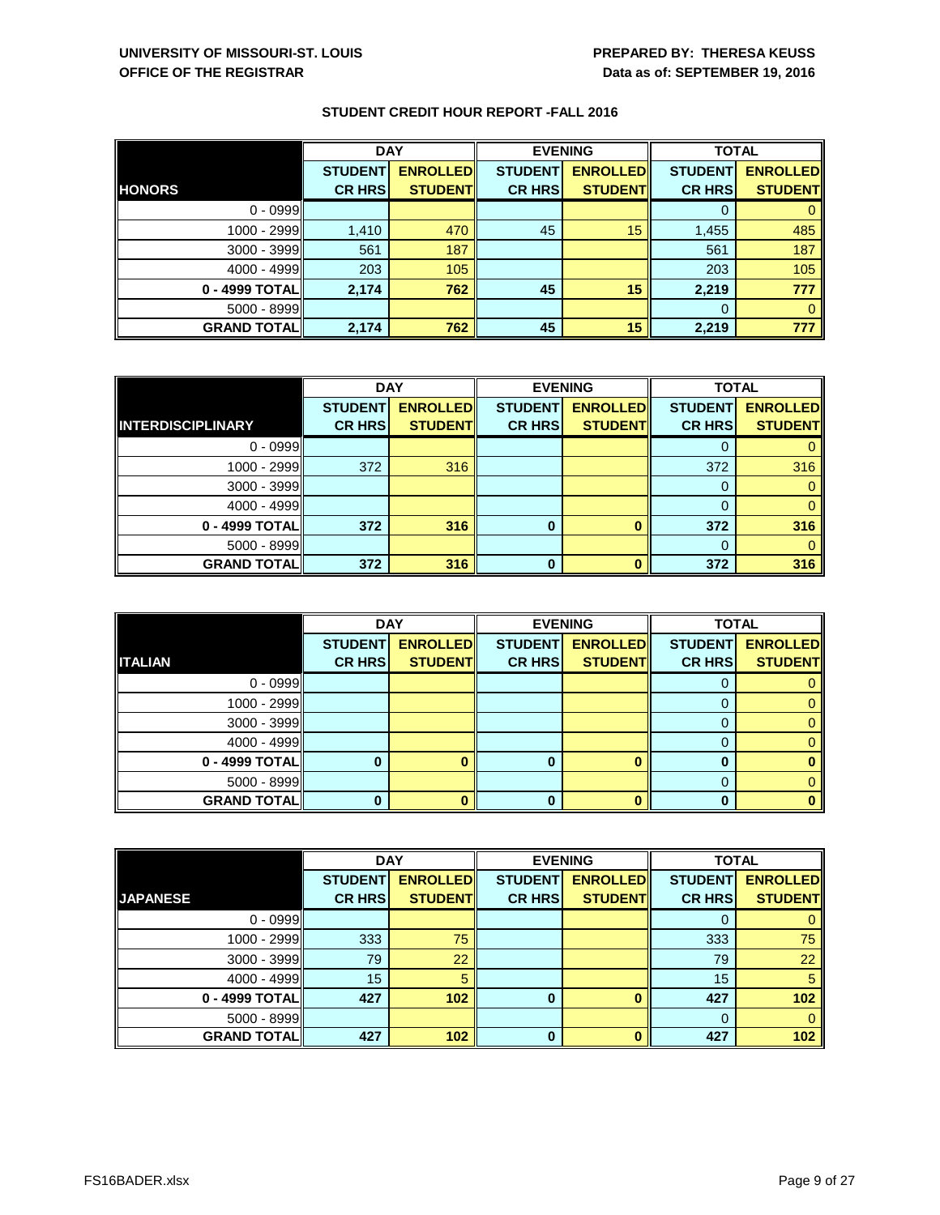**UNIVERSITY OF MISSOURI-ST. LOUIS**
**OFFICE OF THE REGISTRAR**

**PREPARED BY: THERESA KEUSS**
**Data as of: SEPTEMBER 19, 2016**

## STUDENT CREDIT HOUR REPORT -FALL 2016

| | DAY | | EVENING | | TOTAL | |
|---|---|---|---|---|---|---|
| **HONORS** | **STUDENT CR HRS** | **ENROLLED STUDENT** | **STUDENT CR HRS** | **ENROLLED STUDENT** | **STUDENT CR HRS** | **ENROLLED STUDENT** |
| 0 - 0999 | | | | | 0 | 0 |
| 1000 - 2999 | 1,410 | 470 | 45 | 15 | 1,455 | 485 |
| 3000 - 3999 | 561 | 187 | | | 561 | 187 |
| 4000 - 4999 | 203 | 105 | | | 203 | 105 |
| **0 - 4999 TOTAL** | **2,174** | **762** | **45** | **15** | **2,219** | **777** |
| 5000 - 8999 | | | | | 0 | 0 |
| **GRAND TOTAL** | **2,174** | **762** | **45** | **15** | **2,219** | **777** |

| | DAY | | EVENING | | TOTAL | |
|---|---|---|---|---|---|---|
| **INTERDISCIPLINARY** | **STUDENT CR HRS** | **ENROLLED STUDENT** | **STUDENT CR HRS** | **ENROLLED STUDENT** | **STUDENT CR HRS** | **ENROLLED STUDENT** |
| 0 - 0999 | | | | | 0 | 0 |
| 1000 - 2999 | 372 | 316 | | | 372 | 316 |
| 3000 - 3999 | | | | | 0 | 0 |
| 4000 - 4999 | | | | | 0 | 0 |
| **0 - 4999 TOTAL** | **372** | **316** | **0** | **0** | **372** | **316** |
| 5000 - 8999 | | | | | 0 | 0 |
| **GRAND TOTAL** | **372** | **316** | **0** | **0** | **372** | **316** |

| | DAY | | EVENING | | TOTAL | |
|---|---|---|---|---|---|---|
| **ITALIAN** | **STUDENT CR HRS** | **ENROLLED STUDENT** | **STUDENT CR HRS** | **ENROLLED STUDENT** | **STUDENT CR HRS** | **ENROLLED STUDENT** |
| 0 - 0999 | | | | | 0 | 0 |
| 1000 - 2999 | | | | | 0 | 0 |
| 3000 - 3999 | | | | | 0 | 0 |
| 4000 - 4999 | | | | | 0 | 0 |
| **0 - 4999 TOTAL** | **0** | **0** | **0** | **0** | **0** | **0** |
| 5000 - 8999 | | | | | 0 | 0 |
| **GRAND TOTAL** | **0** | **0** | **0** | **0** | **0** | **0** |

| | DAY | | EVENING | | TOTAL | |
|---|---|---|---|---|---|---|
| **JAPANESE** | **STUDENT CR HRS** | **ENROLLED STUDENT** | **STUDENT CR HRS** | **ENROLLED STUDENT** | **STUDENT CR HRS** | **ENROLLED STUDENT** |
| 0 - 0999 | | | | | 0 | 0 |
| 1000 - 2999 | 333 | 75 | | | 333 | 75 |
| 3000 - 3999 | 79 | 22 | | | 79 | 22 |
| 4000 - 4999 | 15 | 5 | | | 15 | 5 |
| **0 - 4999 TOTAL** | **427** | **102** | **0** | **0** | **427** | **102** |
| 5000 - 8999 | | | | | 0 | 0 |
| **GRAND TOTAL** | **427** | **102** | **0** | **0** | **427** | **102** |

FS16BADER.xlsx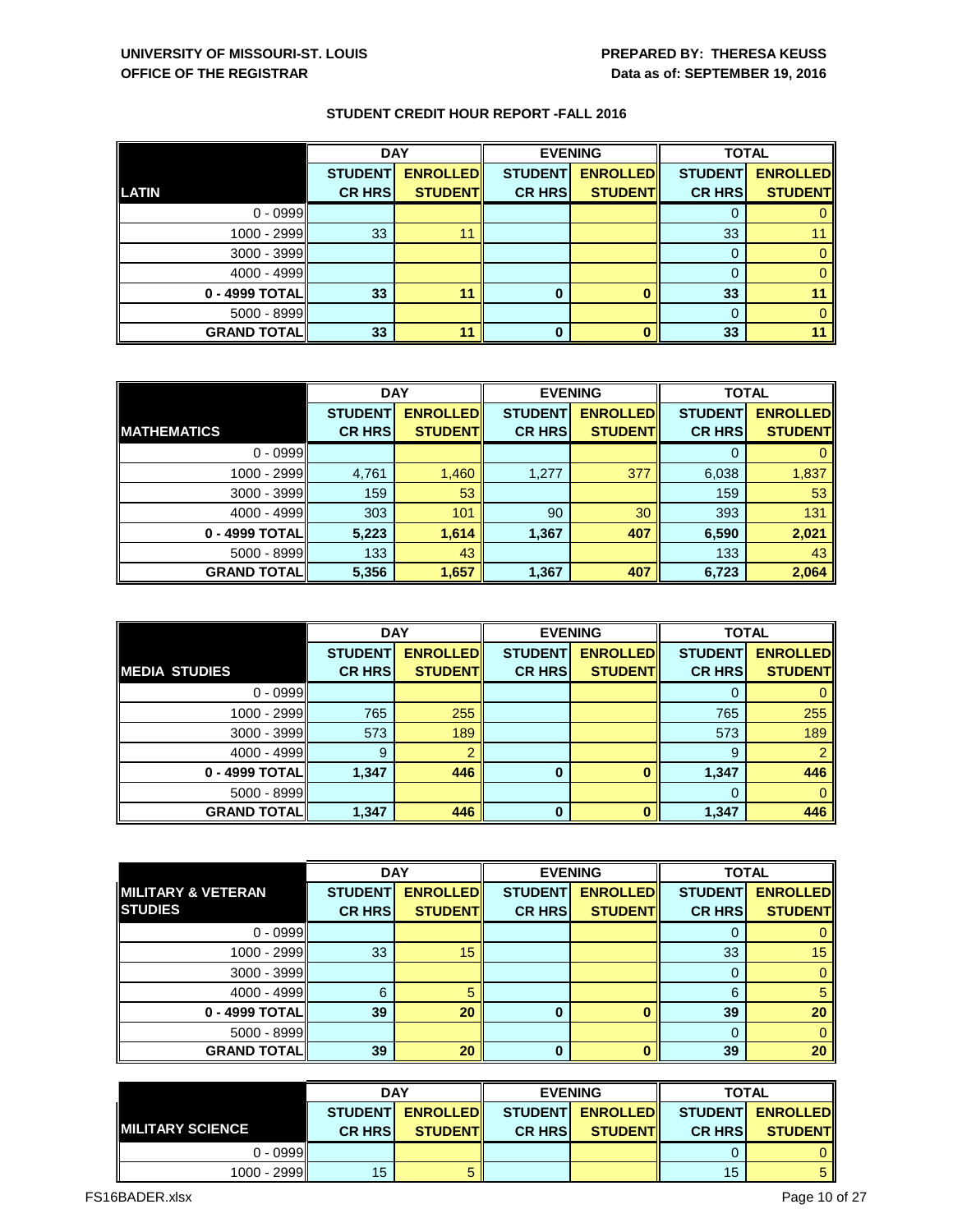**UNIVERSITY OF MISSOURI-ST. LOUIS**
**OFFICE OF THE REGISTRAR**

**PREPARED BY: THERESA KEUSS**
**Data as of: SEPTEMBER 19, 2016**

## STUDENT CREDIT HOUR REPORT -FALL 2016

| | DAY | | EVENING | | TOTAL | |
|---|---|---|---|---|---|---|
| **LATIN** | **STUDENT CR HRS** | **ENROLLED STUDENT** | **STUDENT CR HRS** | **ENROLLED STUDENT** | **STUDENT CR HRS** | **ENROLLED STUDENT** |
| 0 - 0999 | | | | | 0 | 0 |
| 1000 - 2999 | 33 | 11 | | | 33 | 11 |
| 3000 - 3999 | | | | | 0 | 0 |
| 4000 - 4999 | | | | | 0 | 0 |
| **0 - 4999 TOTAL** | **33** | **11** | **0** | **0** | **33** | **11** |
| 5000 - 8999 | | | | | 0 | 0 |
| **GRAND TOTAL** | **33** | **11** | **0** | **0** | **33** | **11** |

| | DAY | | EVENING | | TOTAL | |
|---|---|---|---|---|---|---|
| **MATHEMATICS** | **STUDENT CR HRS** | **ENROLLED STUDENT** | **STUDENT CR HRS** | **ENROLLED STUDENT** | **STUDENT CR HRS** | **ENROLLED STUDENT** |
| 0 - 0999 | | | | | 0 | 0 |
| 1000 - 2999 | 4,761 | 1,460 | 1,277 | 377 | 6,038 | 1,837 |
| 3000 - 3999 | 159 | 53 | | | 159 | 53 |
| 4000 - 4999 | 303 | 101 | 90 | 30 | 393 | 131 |
| **0 - 4999 TOTAL** | **5,223** | **1,614** | **1,367** | **407** | **6,590** | **2,021** |
| 5000 - 8999 | 133 | 43 | | | 133 | 43 |
| **GRAND TOTAL** | **5,356** | **1,657** | **1,367** | **407** | **6,723** | **2,064** |

| | DAY | | EVENING | | TOTAL | |
|---|---|---|---|---|---|---|
| **MEDIA STUDIES** | **STUDENT CR HRS** | **ENROLLED STUDENT** | **STUDENT CR HRS** | **ENROLLED STUDENT** | **STUDENT CR HRS** | **ENROLLED STUDENT** |
| 0 - 0999 | | | | | 0 | 0 |
| 1000 - 2999 | 765 | 255 | | | 765 | 255 |
| 3000 - 3999 | 573 | 189 | | | 573 | 189 |
| 4000 - 4999 | 9 | 2 | | | 9 | 2 |
| **0 - 4999 TOTAL** | **1,347** | **446** | **0** | **0** | **1,347** | **446** |
| 5000 - 8999 | | | | | 0 | 0 |
| **GRAND TOTAL** | **1,347** | **446** | **0** | **0** | **1,347** | **446** |

| | DAY | | EVENING | | TOTAL | |
|---|---|---|---|---|---|---|
| **MILITARY & VETERAN STUDIES** | **STUDENT CR HRS** | **ENROLLED STUDENT** | **STUDENT CR HRS** | **ENROLLED STUDENT** | **STUDENT CR HRS** | **ENROLLED STUDENT** |
| 0 - 0999 | | | | | 0 | 0 |
| 1000 - 2999 | 33 | 15 | | | 33 | 15 |
| 3000 - 3999 | | | | | 0 | 0 |
| 4000 - 4999 | 6 | 5 | | | 6 | 5 |
| **0 - 4999 TOTAL** | **39** | **20** | **0** | **0** | **39** | **20** |
| 5000 - 8999 | | | | | 0 | 0 |
| **GRAND TOTAL** | **39** | **20** | **0** | **0** | **39** | **20** |

| | DAY | | EVENING | | TOTAL | |
|---|---|---|---|---|---|---|
| **MILITARY SCIENCE** | **STUDENT CR HRS** | **ENROLLED STUDENT** | **STUDENT CR HRS** | **ENROLLED STUDENT** | **STUDENT CR HRS** | **ENROLLED STUDENT** |
| 0 - 0999 | | | | | 0 | 0 |
| 1000 - 2999 | 15 | 5 | | | 15 | 5 |

FS16BADER.xlsx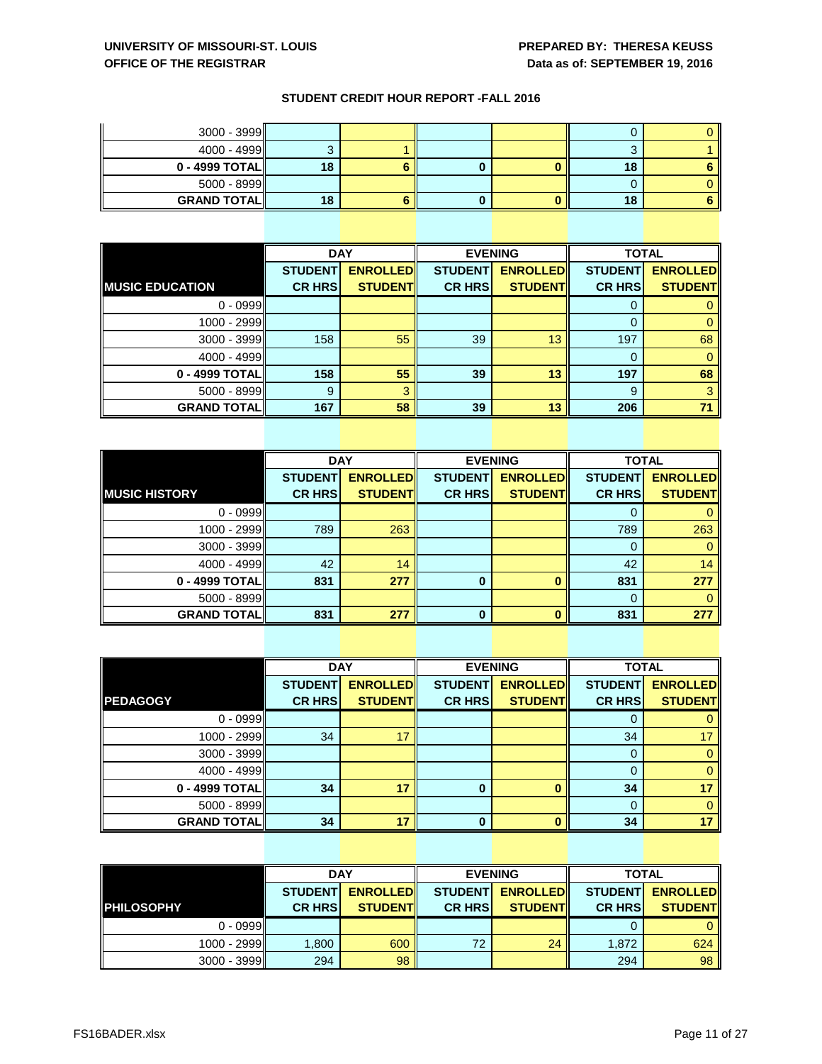## STUDENT CREDIT HOUR REPORT -FALL 2016

| | DAY | | EVENING | | TOTAL | |
|---|---|---|---|---|---|---|
| | STUDENT CR HRS | ENROLLED STUDENT | STUDENT CR HRS | ENROLLED STUDENT | STUDENT CR HRS | ENROLLED STUDENT |
| 3000 - 3999 | | | | | 0 | 0 |
| 4000 - 4999 | 3 | 1 | | | 3 | 1 |
| **0 - 4999 TOTAL** | **18** | **6** | **0** | **0** | **18** | **6** |
| 5000 - 8999 | | | | | 0 | 0 |
| **GRAND TOTAL** | **18** | **6** | **0** | **0** | **18** | **6** |

| | DAY | | EVENING | | TOTAL | |
|---|---|---|---|---|---|---|
| **MUSIC EDUCATION** | STUDENT CR HRS | ENROLLED STUDENT | STUDENT CR HRS | ENROLLED STUDENT | STUDENT CR HRS | ENROLLED STUDENT |
| 0 - 0999 | | | | | 0 | 0 |
| 1000 - 2999 | | | | | 0 | 0 |
| 3000 - 3999 | 158 | 55 | 39 | 13 | 197 | 68 |
| 4000 - 4999 | | | | | 0 | 0 |
| **0 - 4999 TOTAL** | **158** | **55** | **39** | **13** | **197** | **68** |
| 5000 - 8999 | 9 | 3 | | | 9 | 3 |
| **GRAND TOTAL** | **167** | **58** | **39** | **13** | **206** | **71** |

| | DAY | | EVENING | | TOTAL | |
|---|---|---|---|---|---|---|
| **MUSIC HISTORY** | STUDENT CR HRS | ENROLLED STUDENT | STUDENT CR HRS | ENROLLED STUDENT | STUDENT CR HRS | ENROLLED STUDENT |
| 0 - 0999 | | | | | 0 | 0 |
| 1000 - 2999 | 789 | 263 | | | 789 | 263 |
| 3000 - 3999 | | | | | 0 | 0 |
| 4000 - 4999 | 42 | 14 | | | 42 | 14 |
| **0 - 4999 TOTAL** | **831** | **277** | **0** | **0** | **831** | **277** |
| 5000 - 8999 | | | | | 0 | 0 |
| **GRAND TOTAL** | **831** | **277** | **0** | **0** | **831** | **277** |

| | DAY | | EVENING | | TOTAL | |
|---|---|---|---|---|---|---|
| **PEDAGOGY** | STUDENT CR HRS | ENROLLED STUDENT | STUDENT CR HRS | ENROLLED STUDENT | STUDENT CR HRS | ENROLLED STUDENT |
| 0 - 0999 | | | | | 0 | 0 |
| 1000 - 2999 | 34 | 17 | | | 34 | 17 |
| 3000 - 3999 | | | | | 0 | 0 |
| 4000 - 4999 | | | | | 0 | 0 |
| **0 - 4999 TOTAL** | **34** | **17** | **0** | **0** | **34** | **17** |
| 5000 - 8999 | | | | | 0 | 0 |
| **GRAND TOTAL** | **34** | **17** | **0** | **0** | **34** | **17** |

| | DAY | | EVENING | | TOTAL | |
|---|---|---|---|---|---|---|
| **PHILOSOPHY** | STUDENT CR HRS | ENROLLED STUDENT | STUDENT CR HRS | ENROLLED STUDENT | STUDENT CR HRS | ENROLLED STUDENT |
| 0 - 0999 | | | | | 0 | 0 |
| 1000 - 2999 | 1,800 | 600 | 72 | 24 | 1,872 | 624 |
| 3000 - 3999 | 294 | 98 | | | 294 | 98 |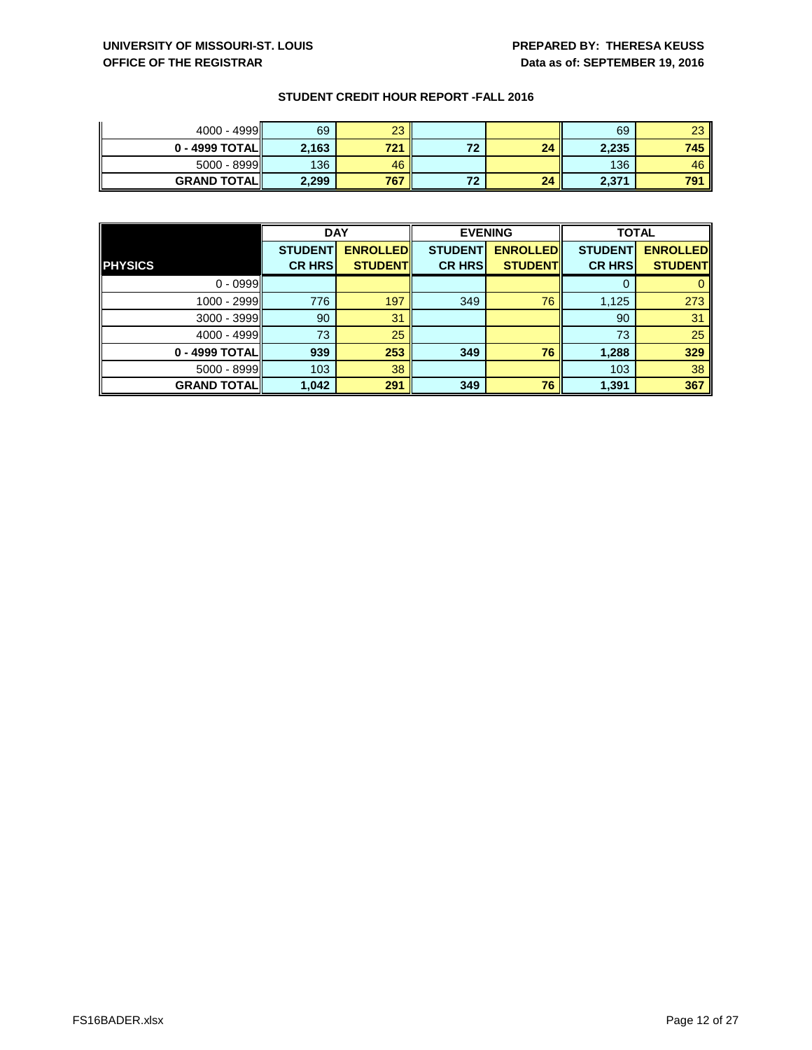**UNIVERSITY OF MISSOURI-ST. LOUIS**
**OFFICE OF THE REGISTRAR**

**PREPARED BY: THERESA KEUSS**
**Data as of: SEPTEMBER 19, 2016**

## STUDENT CREDIT HOUR REPORT -FALL 2016

| | | | | | | |
|---|---|---|---|---|---|---|
| 4000 - 4999 | 69 | 23 | | | 69 | 23 |
| **0 - 4999 TOTAL** | **2,163** | **721** | **72** | **24** | **2,235** | **745** |
| 5000 - 8999 | 136 | 46 | | | 136 | 46 |
| **GRAND TOTAL** | **2,299** | **767** | **72** | **24** | **2,371** | **791** |

| | DAY | | EVENING | | TOTAL | |
|---|---|---|---|---|---|---|
| **PHYSICS** | **STUDENT CR HRS** | **ENROLLED STUDENT** | **STUDENT CR HRS** | **ENROLLED STUDENT** | **STUDENT CR HRS** | **ENROLLED STUDENT** |
| 0 - 0999 | | | | | 0 | 0 |
| 1000 - 2999 | 776 | 197 | 349 | 76 | 1,125 | 273 |
| 3000 - 3999 | 90 | 31 | | | 90 | 31 |
| 4000 - 4999 | 73 | 25 | | | 73 | 25 |
| **0 - 4999 TOTAL** | **939** | **253** | **349** | **76** | **1,288** | **329** |
| 5000 - 8999 | 103 | 38 | | | 103 | 38 |
| **GRAND TOTAL** | **1,042** | **291** | **349** | **76** | **1,391** | **367** |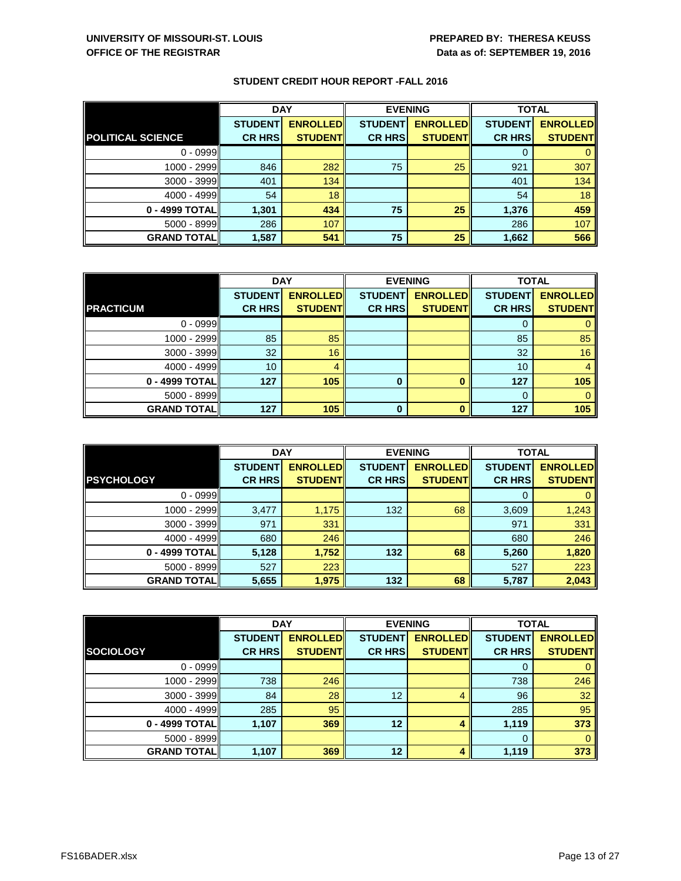**UNIVERSITY OF MISSOURI-ST. LOUIS**
**OFFICE OF THE REGISTRAR**

**PREPARED BY: THERESA KEUSS**
**Data as of: SEPTEMBER 19, 2016**

## STUDENT CREDIT HOUR REPORT -FALL 2016

| | DAY | | EVENING | | TOTAL | |
|---|---|---|---|---|---|---|
| **POLITICAL SCIENCE** | **STUDENT CR HRS** | **ENROLLED STUDENT** | **STUDENT CR HRS** | **ENROLLED STUDENT** | **STUDENT CR HRS** | **ENROLLED STUDENT** |
| 0 - 0999 | | | | | 0 | 0 |
| 1000 - 2999 | 846 | 282 | 75 | 25 | 921 | 307 |
| 3000 - 3999 | 401 | 134 | | | 401 | 134 |
| 4000 - 4999 | 54 | 18 | | | 54 | 18 |
| **0 - 4999 TOTAL** | **1,301** | **434** | **75** | **25** | **1,376** | **459** |
| 5000 - 8999 | 286 | 107 | | | 286 | 107 |
| **GRAND TOTAL** | **1,587** | **541** | **75** | **25** | **1,662** | **566** |

| | DAY | | EVENING | | TOTAL | |
|---|---|---|---|---|---|---|
| **PRACTICUM** | **STUDENT CR HRS** | **ENROLLED STUDENT** | **STUDENT CR HRS** | **ENROLLED STUDENT** | **STUDENT CR HRS** | **ENROLLED STUDENT** |
| 0 - 0999 | | | | | 0 | 0 |
| 1000 - 2999 | 85 | 85 | | | 85 | 85 |
| 3000 - 3999 | 32 | 16 | | | 32 | 16 |
| 4000 - 4999 | 10 | 4 | | | 10 | 4 |
| **0 - 4999 TOTAL** | **127** | **105** | **0** | **0** | **127** | **105** |
| 5000 - 8999 | | | | | 0 | 0 |
| **GRAND TOTAL** | **127** | **105** | **0** | **0** | **127** | **105** |

| | DAY | | EVENING | | TOTAL | |
|---|---|---|---|---|---|---|
| **PSYCHOLOGY** | **STUDENT CR HRS** | **ENROLLED STUDENT** | **STUDENT CR HRS** | **ENROLLED STUDENT** | **STUDENT CR HRS** | **ENROLLED STUDENT** |
| 0 - 0999 | | | | | 0 | 0 |
| 1000 - 2999 | 3,477 | 1,175 | 132 | 68 | 3,609 | 1,243 |
| 3000 - 3999 | 971 | 331 | | | 971 | 331 |
| 4000 - 4999 | 680 | 246 | | | 680 | 246 |
| **0 - 4999 TOTAL** | **5,128** | **1,752** | **132** | **68** | **5,260** | **1,820** |
| 5000 - 8999 | 527 | 223 | | | 527 | 223 |
| **GRAND TOTAL** | **5,655** | **1,975** | **132** | **68** | **5,787** | **2,043** |

| | DAY | | EVENING | | TOTAL | |
|---|---|---|---|---|---|---|
| **SOCIOLOGY** | **STUDENT CR HRS** | **ENROLLED STUDENT** | **STUDENT CR HRS** | **ENROLLED STUDENT** | **STUDENT CR HRS** | **ENROLLED STUDENT** |
| 0 - 0999 | | | | | 0 | 0 |
| 1000 - 2999 | 738 | 246 | | | 738 | 246 |
| 3000 - 3999 | 84 | 28 | 12 | 4 | 96 | 32 |
| 4000 - 4999 | 285 | 95 | | | 285 | 95 |
| **0 - 4999 TOTAL** | **1,107** | **369** | **12** | **4** | **1,119** | **373** |
| 5000 - 8999 | | | | | 0 | 0 |
| **GRAND TOTAL** | **1,107** | **369** | **12** | **4** | **1,119** | **373** |

FS16BADER.xlsx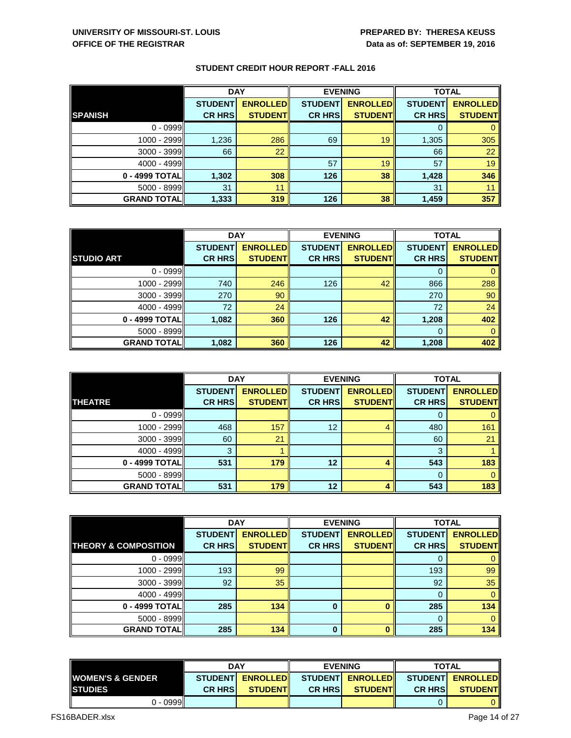**UNIVERSITY OF MISSOURI-ST. LOUIS**
**OFFICE OF THE REGISTRAR**

**PREPARED BY: THERESA KEUSS**
**Data as of: SEPTEMBER 19, 2016**

## STUDENT CREDIT HOUR REPORT -FALL 2016

| | DAY | | EVENING | | TOTAL | |
|---|---|---|---|---|---|---|
| **SPANISH** | **STUDENT CR HRS** | **ENROLLED STUDENT** | **STUDENT CR HRS** | **ENROLLED STUDENT** | **STUDENT CR HRS** | **ENROLLED STUDENT** |
| 0 - 0999 | | | | | 0 | 0 |
| 1000 - 2999 | 1,236 | 286 | 69 | 19 | 1,305 | 305 |
| 3000 - 3999 | 66 | 22 | | | 66 | 22 |
| 4000 - 4999 | | | 57 | 19 | 57 | 19 |
| **0 - 4999 TOTAL** | **1,302** | **308** | **126** | **38** | **1,428** | **346** |
| 5000 - 8999 | 31 | 11 | | | 31 | 11 |
| **GRAND TOTAL** | **1,333** | **319** | **126** | **38** | **1,459** | **357** |

| | DAY | | EVENING | | TOTAL | |
|---|---|---|---|---|---|---|
| **STUDIO ART** | **STUDENT CR HRS** | **ENROLLED STUDENT** | **STUDENT CR HRS** | **ENROLLED STUDENT** | **STUDENT CR HRS** | **ENROLLED STUDENT** |
| 0 - 0999 | | | | | 0 | 0 |
| 1000 - 2999 | 740 | 246 | 126 | 42 | 866 | 288 |
| 3000 - 3999 | 270 | 90 | | | 270 | 90 |
| 4000 - 4999 | 72 | 24 | | | 72 | 24 |
| **0 - 4999 TOTAL** | **1,082** | **360** | **126** | **42** | **1,208** | **402** |
| 5000 - 8999 | | | | | 0 | 0 |
| **GRAND TOTAL** | **1,082** | **360** | **126** | **42** | **1,208** | **402** |

| | DAY | | EVENING | | TOTAL | |
|---|---|---|---|---|---|---|
| **THEATRE** | **STUDENT CR HRS** | **ENROLLED STUDENT** | **STUDENT CR HRS** | **ENROLLED STUDENT** | **STUDENT CR HRS** | **ENROLLED STUDENT** |
| 0 - 0999 | | | | | 0 | 0 |
| 1000 - 2999 | 468 | 157 | 12 | 4 | 480 | 161 |
| 3000 - 3999 | 60 | 21 | | | 60 | 21 |
| 4000 - 4999 | 3 | 1 | | | 3 | 1 |
| **0 - 4999 TOTAL** | **531** | **179** | **12** | **4** | **543** | **183** |
| 5000 - 8999 | | | | | 0 | 0 |
| **GRAND TOTAL** | **531** | **179** | **12** | **4** | **543** | **183** |

| | DAY | | EVENING | | TOTAL | |
|---|---|---|---|---|---|---|
| **THEORY & COMPOSITION** | **STUDENT CR HRS** | **ENROLLED STUDENT** | **STUDENT CR HRS** | **ENROLLED STUDENT** | **STUDENT CR HRS** | **ENROLLED STUDENT** |
| 0 - 0999 | | | | | 0 | 0 |
| 1000 - 2999 | 193 | 99 | | | 193 | 99 |
| 3000 - 3999 | 92 | 35 | | | 92 | 35 |
| 4000 - 4999 | | | | | 0 | 0 |
| **0 - 4999 TOTAL** | **285** | **134** | **0** | **0** | **285** | **134** |
| 5000 - 8999 | | | | | 0 | 0 |
| **GRAND TOTAL** | **285** | **134** | **0** | **0** | **285** | **134** |

| | DAY | | EVENING | | TOTAL | |
|---|---|---|---|---|---|---|
| **WOMEN'S & GENDER STUDIES** | **STUDENT CR HRS** | **ENROLLED STUDENT** | **STUDENT CR HRS** | **ENROLLED STUDENT** | **STUDENT CR HRS** | **ENROLLED STUDENT** |
| 0 - 0999 | | | | | 0 | 0 |

FS16BADER.xlsx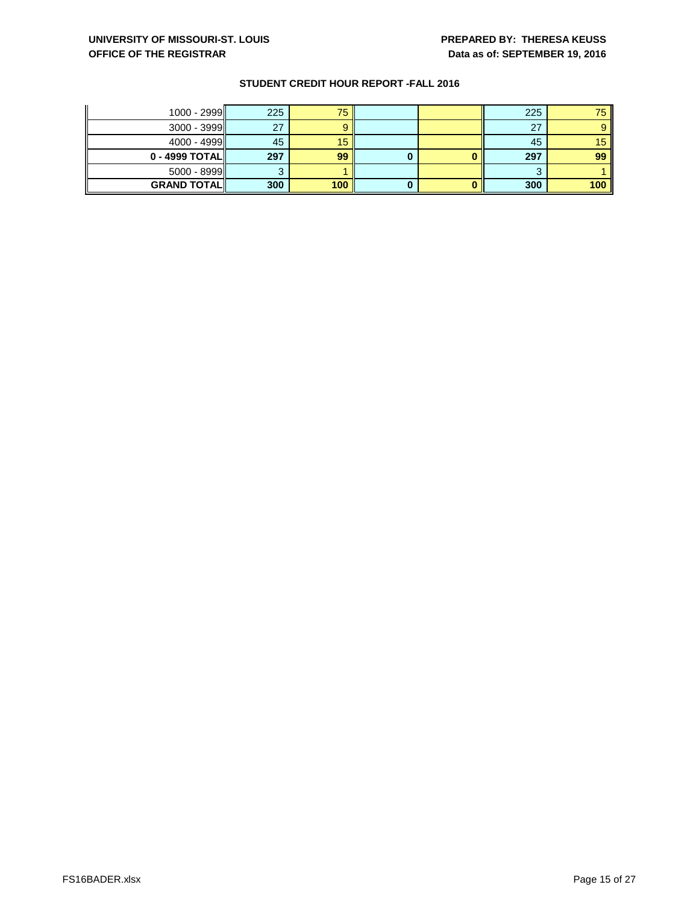## STUDENT CREDIT HOUR REPORT -FALL 2016

| | | | | | | |
|---|---|---|---|---|---|---|
| 1000 - 2999 | 225 | 75 | | | 225 | 75 |
| 3000 - 3999 | 27 | 9 | | | 27 | 9 |
| 4000 - 4999 | 45 | 15 | | | 45 | 15 |
| **0 - 4999 TOTAL** | **297** | **99** | **0** | **0** | **297** | **99** |
| 5000 - 8999 | 3 | 1 | | | 3 | 1 |
| **GRAND TOTAL** | **300** | **100** | **0** | **0** | **300** | **100** |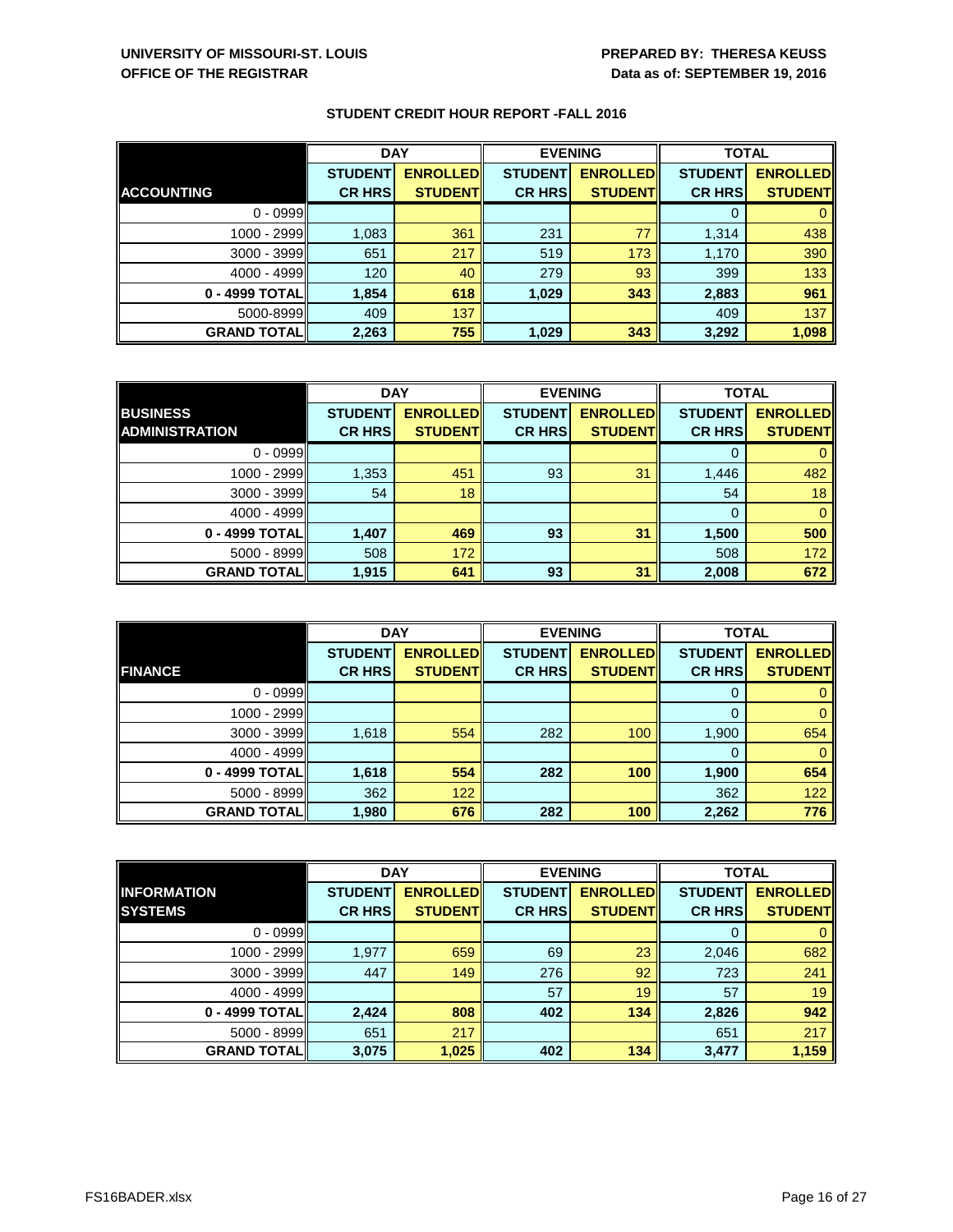**UNIVERSITY OF MISSOURI-ST. LOUIS**
**OFFICE OF THE REGISTRAR**

**PREPARED BY: THERESA KEUSS**
**Data as of: SEPTEMBER 19, 2016**

## STUDENT CREDIT HOUR REPORT -FALL 2016

| | DAY | | EVENING | | TOTAL | |
|---|---|---|---|---|---|---|
| **ACCOUNTING** | **STUDENT CR HRS** | **ENROLLED STUDENT** | **STUDENT CR HRS** | **ENROLLED STUDENT** | **STUDENT CR HRS** | **ENROLLED STUDENT** |
| 0 - 0999 | | | | | 0 | 0 |
| 1000 - 2999 | 1,083 | 361 | 231 | 77 | 1,314 | 438 |
| 3000 - 3999 | 651 | 217 | 519 | 173 | 1,170 | 390 |
| 4000 - 4999 | 120 | 40 | 279 | 93 | 399 | 133 |
| **0 - 4999 TOTAL** | **1,854** | **618** | **1,029** | **343** | **2,883** | **961** |
| 5000-8999 | 409 | 137 | | | 409 | 137 |
| **GRAND TOTAL** | **2,263** | **755** | **1,029** | **343** | **3,292** | **1,098** |

| | DAY | | EVENING | | TOTAL | |
|---|---|---|---|---|---|---|
| **BUSINESS ADMINISTRATION** | **STUDENT CR HRS** | **ENROLLED STUDENT** | **STUDENT CR HRS** | **ENROLLED STUDENT** | **STUDENT CR HRS** | **ENROLLED STUDENT** |
| 0 - 0999 | | | | | 0 | 0 |
| 1000 - 2999 | 1,353 | 451 | 93 | 31 | 1,446 | 482 |
| 3000 - 3999 | 54 | 18 | | | 54 | 18 |
| 4000 - 4999 | | | | | 0 | 0 |
| **0 - 4999 TOTAL** | **1,407** | **469** | **93** | **31** | **1,500** | **500** |
| 5000 - 8999 | 508 | 172 | | | 508 | 172 |
| **GRAND TOTAL** | **1,915** | **641** | **93** | **31** | **2,008** | **672** |

| | DAY | | EVENING | | TOTAL | |
|---|---|---|---|---|---|---|
| **FINANCE** | **STUDENT CR HRS** | **ENROLLED STUDENT** | **STUDENT CR HRS** | **ENROLLED STUDENT** | **STUDENT CR HRS** | **ENROLLED STUDENT** |
| 0 - 0999 | | | | | 0 | 0 |
| 1000 - 2999 | | | | | 0 | 0 |
| 3000 - 3999 | 1,618 | 554 | 282 | 100 | 1,900 | 654 |
| 4000 - 4999 | | | | | 0 | 0 |
| **0 - 4999 TOTAL** | **1,618** | **554** | **282** | **100** | **1,900** | **654** |
| 5000 - 8999 | 362 | 122 | | | 362 | 122 |
| **GRAND TOTAL** | **1,980** | **676** | **282** | **100** | **2,262** | **776** |

| | DAY | | EVENING | | TOTAL | |
|---|---|---|---|---|---|---|
| **INFORMATION SYSTEMS** | **STUDENT CR HRS** | **ENROLLED STUDENT** | **STUDENT CR HRS** | **ENROLLED STUDENT** | **STUDENT CR HRS** | **ENROLLED STUDENT** |
| 0 - 0999 | | | | | 0 | 0 |
| 1000 - 2999 | 1,977 | 659 | 69 | 23 | 2,046 | 682 |
| 3000 - 3999 | 447 | 149 | 276 | 92 | 723 | 241 |
| 4000 - 4999 | | | 57 | 19 | 57 | 19 |
| **0 - 4999 TOTAL** | **2,424** | **808** | **402** | **134** | **2,826** | **942** |
| 5000 - 8999 | 651 | 217 | | | 651 | 217 |
| **GRAND TOTAL** | **3,075** | **1,025** | **402** | **134** | **3,477** | **1,159** |

FS16BADER.xlsx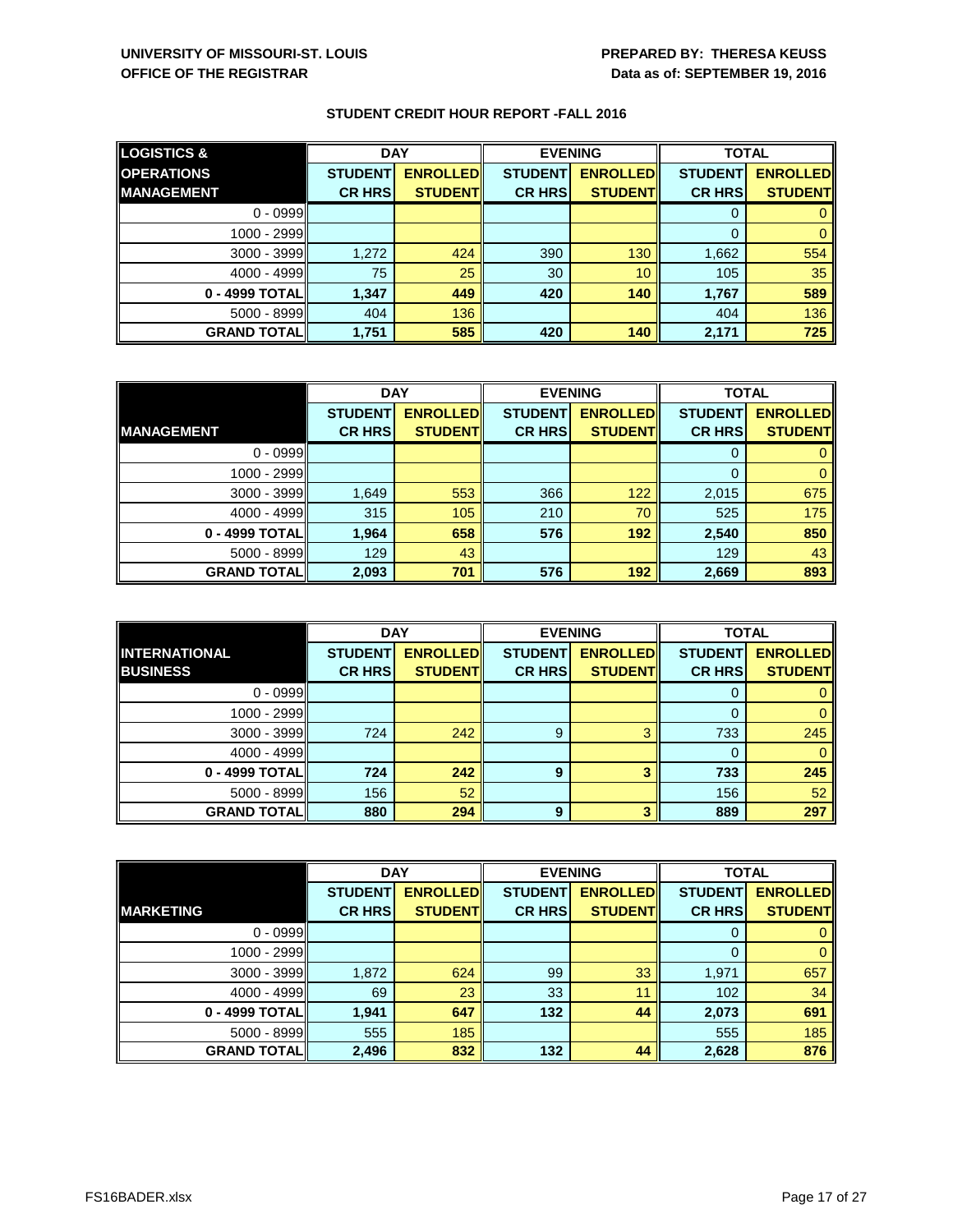**UNIVERSITY OF MISSOURI-ST. LOUIS**
**OFFICE OF THE REGISTRAR**

**PREPARED BY: THERESA KEUSS**
**Data as of: SEPTEMBER 19, 2016**

## STUDENT CREDIT HOUR REPORT -FALL 2016

| LOGISTICS & OPERATIONS MANAGEMENT | DAY | | EVENING | | TOTAL | |
|---|---|---|---|---|---|---|
| | STUDENT CR HRS | ENROLLED STUDENT | STUDENT CR HRS | ENROLLED STUDENT | STUDENT CR HRS | ENROLLED STUDENT |
| 0 - 0999 | | | | | 0 | 0 |
| 1000 - 2999 | | | | | 0 | 0 |
| 3000 - 3999 | 1,272 | 424 | 390 | 130 | 1,662 | 554 |
| 4000 - 4999 | 75 | 25 | 30 | 10 | 105 | 35 |
| **0 - 4999 TOTAL** | **1,347** | **449** | **420** | **140** | **1,767** | **589** |
| 5000 - 8999 | 404 | 136 | | | 404 | 136 |
| **GRAND TOTAL** | **1,751** | **585** | **420** | **140** | **2,171** | **725** |

| MANAGEMENT | DAY | | EVENING | | TOTAL | |
|---|---|---|---|---|---|---|
| | STUDENT CR HRS | ENROLLED STUDENT | STUDENT CR HRS | ENROLLED STUDENT | STUDENT CR HRS | ENROLLED STUDENT |
| 0 - 0999 | | | | | 0 | 0 |
| 1000 - 2999 | | | | | 0 | 0 |
| 3000 - 3999 | 1,649 | 553 | 366 | 122 | 2,015 | 675 |
| 4000 - 4999 | 315 | 105 | 210 | 70 | 525 | 175 |
| **0 - 4999 TOTAL** | **1,964** | **658** | **576** | **192** | **2,540** | **850** |
| 5000 - 8999 | 129 | 43 | | | 129 | 43 |
| **GRAND TOTAL** | **2,093** | **701** | **576** | **192** | **2,669** | **893** |

| INTERNATIONAL BUSINESS | DAY | | EVENING | | TOTAL | |
|---|---|---|---|---|---|---|
| | STUDENT CR HRS | ENROLLED STUDENT | STUDENT CR HRS | ENROLLED STUDENT | STUDENT CR HRS | ENROLLED STUDENT |
| 0 - 0999 | | | | | 0 | 0 |
| 1000 - 2999 | | | | | 0 | 0 |
| 3000 - 3999 | 724 | 242 | 9 | 3 | 733 | 245 |
| 4000 - 4999 | | | | | 0 | 0 |
| **0 - 4999 TOTAL** | **724** | **242** | **9** | **3** | **733** | **245** |
| 5000 - 8999 | 156 | 52 | | | 156 | 52 |
| **GRAND TOTAL** | **880** | **294** | **9** | **3** | **889** | **297** |

| MARKETING | DAY | | EVENING | | TOTAL | |
|---|---|---|---|---|---|---|
| | STUDENT CR HRS | ENROLLED STUDENT | STUDENT CR HRS | ENROLLED STUDENT | STUDENT CR HRS | ENROLLED STUDENT |
| 0 - 0999 | | | | | 0 | 0 |
| 1000 - 2999 | | | | | 0 | 0 |
| 3000 - 3999 | 1,872 | 624 | 99 | 33 | 1,971 | 657 |
| 4000 - 4999 | 69 | 23 | 33 | 11 | 102 | 34 |
| **0 - 4999 TOTAL** | **1,941** | **647** | **132** | **44** | **2,073** | **691** |
| 5000 - 8999 | 555 | 185 | | | 555 | 185 |
| **GRAND TOTAL** | **2,496** | **832** | **132** | **44** | **2,628** | **876** |

FS16BADER.xlsx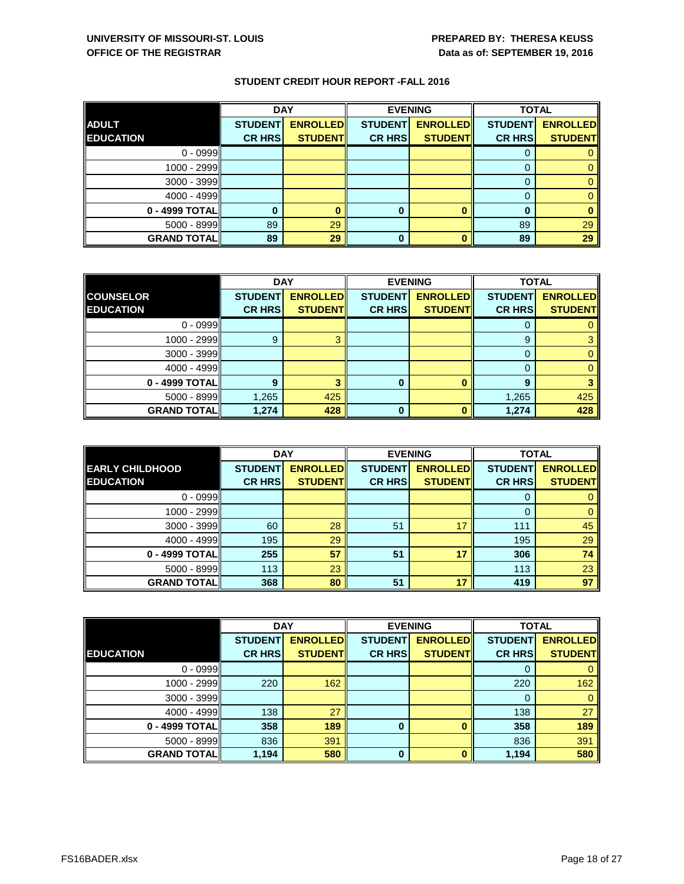UNIVERSITY OF MISSOURI-ST. LOUIS
OFFICE OF THE REGISTRAR

PREPARED BY: THERESA KEUSS
Data as of: SEPTEMBER 19, 2016

## STUDENT CREDIT HOUR REPORT -FALL 2016

| | DAY | | EVENING | | TOTAL | |
|---|---|---|---|---|---|---|
| **ADULT EDUCATION** | **STUDENT CR HRS** | **ENROLLED STUDENT** | **STUDENT CR HRS** | **ENROLLED STUDENT** | **STUDENT CR HRS** | **ENROLLED STUDENT** |
| 0 - 0999 | | | | | 0 | 0 |
| 1000 - 2999 | | | | | 0 | 0 |
| 3000 - 3999 | | | | | 0 | 0 |
| 4000 - 4999 | | | | | 0 | 0 |
| **0 - 4999 TOTAL** | **0** | **0** | **0** | **0** | **0** | **0** |
| 5000 - 8999 | 89 | 29 | | | 89 | 29 |
| **GRAND TOTAL** | **89** | **29** | **0** | **0** | **89** | **29** |

| | DAY | | EVENING | | TOTAL | |
|---|---|---|---|---|---|---|
| **COUNSELOR EDUCATION** | **STUDENT CR HRS** | **ENROLLED STUDENT** | **STUDENT CR HRS** | **ENROLLED STUDENT** | **STUDENT CR HRS** | **ENROLLED STUDENT** |
| 0 - 0999 | | | | | 0 | 0 |
| 1000 - 2999 | 9 | 3 | | | 9 | 3 |
| 3000 - 3999 | | | | | 0 | 0 |
| 4000 - 4999 | | | | | 0 | 0 |
| **0 - 4999 TOTAL** | **9** | **3** | **0** | **0** | **9** | **3** |
| 5000 - 8999 | 1,265 | 425 | | | 1,265 | 425 |
| **GRAND TOTAL** | **1,274** | **428** | **0** | **0** | **1,274** | **428** |

| | DAY | | EVENING | | TOTAL | |
|---|---|---|---|---|---|---|
| **EARLY CHILDHOOD EDUCATION** | **STUDENT CR HRS** | **ENROLLED STUDENT** | **STUDENT CR HRS** | **ENROLLED STUDENT** | **STUDENT CR HRS** | **ENROLLED STUDENT** |
| 0 - 0999 | | | | | 0 | 0 |
| 1000 - 2999 | | | | | 0 | 0 |
| 3000 - 3999 | 60 | 28 | 51 | 17 | 111 | 45 |
| 4000 - 4999 | 195 | 29 | | | 195 | 29 |
| **0 - 4999 TOTAL** | **255** | **57** | **51** | **17** | **306** | **74** |
| 5000 - 8999 | 113 | 23 | | | 113 | 23 |
| **GRAND TOTAL** | **368** | **80** | **51** | **17** | **419** | **97** |

| | DAY | | EVENING | | TOTAL | |
|---|---|---|---|---|---|---|
| **EDUCATION** | **STUDENT CR HRS** | **ENROLLED STUDENT** | **STUDENT CR HRS** | **ENROLLED STUDENT** | **STUDENT CR HRS** | **ENROLLED STUDENT** |
| 0 - 0999 | | | | | 0 | 0 |
| 1000 - 2999 | 220 | 162 | | | 220 | 162 |
| 3000 - 3999 | | | | | 0 | 0 |
| 4000 - 4999 | 138 | 27 | | | 138 | 27 |
| **0 - 4999 TOTAL** | **358** | **189** | **0** | **0** | **358** | **189** |
| 5000 - 8999 | 836 | 391 | | | 836 | 391 |
| **GRAND TOTAL** | **1,194** | **580** | **0** | **0** | **1,194** | **580** |

FS16BADER.xlsx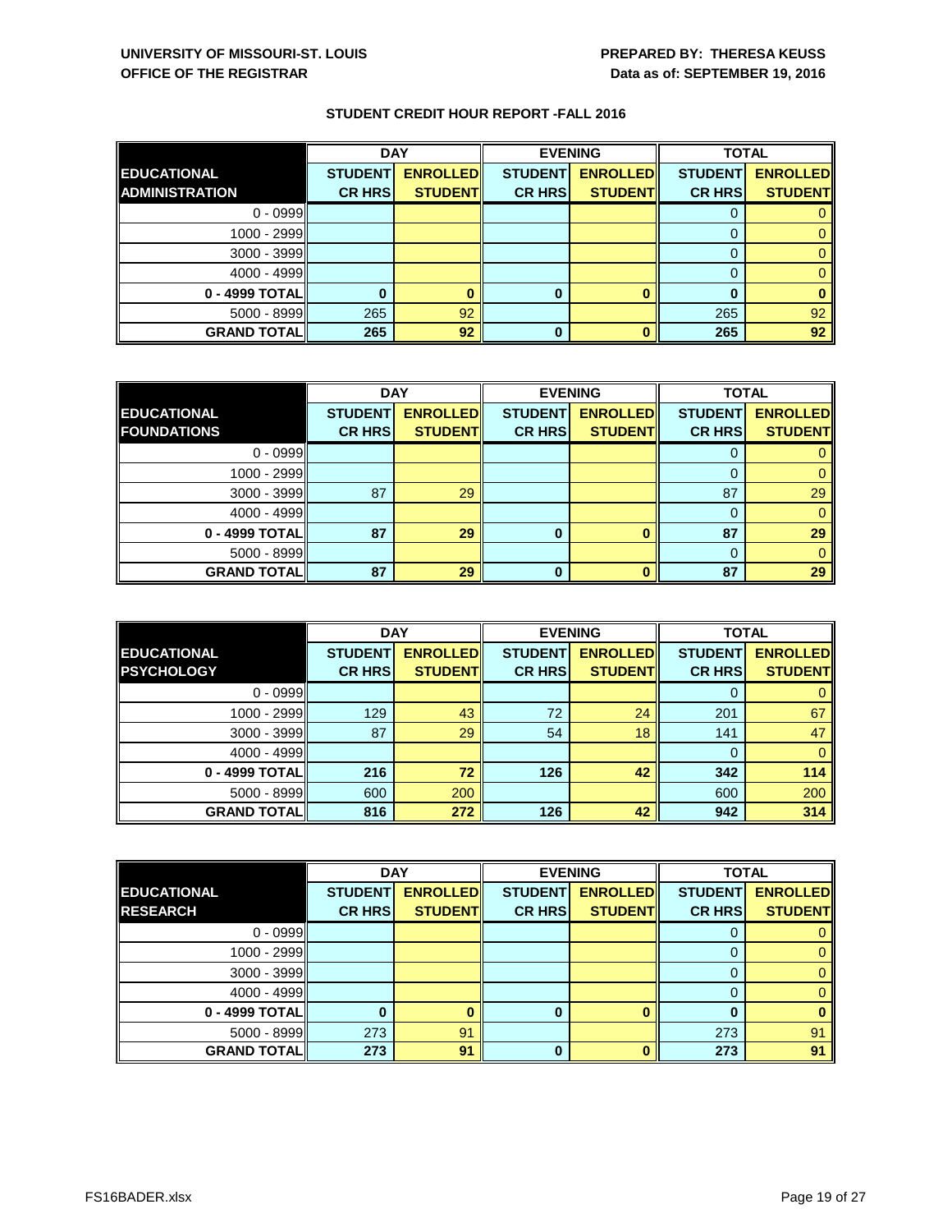UNIVERSITY OF MISSOURI-ST. LOUIS
OFFICE OF THE REGISTRAR

PREPARED BY: THERESA KEUSS
Data as of: SEPTEMBER 19, 2016

## STUDENT CREDIT HOUR REPORT -FALL 2016

| | DAY | | EVENING | | TOTAL | |
|---|---|---|---|---|---|---|
| **EDUCATIONAL ADMINISTRATION** | **STUDENT CR HRS** | **ENROLLED STUDENT** | **STUDENT CR HRS** | **ENROLLED STUDENT** | **STUDENT CR HRS** | **ENROLLED STUDENT** |
| 0 - 0999 | | | | | 0 | 0 |
| 1000 - 2999 | | | | | 0 | 0 |
| 3000 - 3999 | | | | | 0 | 0 |
| 4000 - 4999 | | | | | 0 | 0 |
| **0 - 4999 TOTAL** | **0** | **0** | **0** | **0** | **0** | **0** |
| 5000 - 8999 | 265 | 92 | | | 265 | 92 |
| **GRAND TOTAL** | **265** | **92** | **0** | **0** | **265** | **92** |

| | DAY | | EVENING | | TOTAL | |
|---|---|---|---|---|---|---|
| **EDUCATIONAL FOUNDATIONS** | **STUDENT CR HRS** | **ENROLLED STUDENT** | **STUDENT CR HRS** | **ENROLLED STUDENT** | **STUDENT CR HRS** | **ENROLLED STUDENT** |
| 0 - 0999 | | | | | 0 | 0 |
| 1000 - 2999 | | | | | 0 | 0 |
| 3000 - 3999 | 87 | 29 | | | 87 | 29 |
| 4000 - 4999 | | | | | 0 | 0 |
| **0 - 4999 TOTAL** | **87** | **29** | **0** | **0** | **87** | **29** |
| 5000 - 8999 | | | | | 0 | 0 |
| **GRAND TOTAL** | **87** | **29** | **0** | **0** | **87** | **29** |

| | DAY | | EVENING | | TOTAL | |
|---|---|---|---|---|---|---|
| **EDUCATIONAL PSYCHOLOGY** | **STUDENT CR HRS** | **ENROLLED STUDENT** | **STUDENT CR HRS** | **ENROLLED STUDENT** | **STUDENT CR HRS** | **ENROLLED STUDENT** |
| 0 - 0999 | | | | | 0 | 0 |
| 1000 - 2999 | 129 | 43 | 72 | 24 | 201 | 67 |
| 3000 - 3999 | 87 | 29 | 54 | 18 | 141 | 47 |
| 4000 - 4999 | | | | | 0 | 0 |
| **0 - 4999 TOTAL** | **216** | **72** | **126** | **42** | **342** | **114** |
| 5000 - 8999 | 600 | 200 | | | 600 | 200 |
| **GRAND TOTAL** | **816** | **272** | **126** | **42** | **942** | **314** |

| | DAY | | EVENING | | TOTAL | |
|---|---|---|---|---|---|---|
| **EDUCATIONAL RESEARCH** | **STUDENT CR HRS** | **ENROLLED STUDENT** | **STUDENT CR HRS** | **ENROLLED STUDENT** | **STUDENT CR HRS** | **ENROLLED STUDENT** |
| 0 - 0999 | | | | | 0 | 0 |
| 1000 - 2999 | | | | | 0 | 0 |
| 3000 - 3999 | | | | | 0 | 0 |
| 4000 - 4999 | | | | | 0 | 0 |
| **0 - 4999 TOTAL** | **0** | **0** | **0** | **0** | **0** | **0** |
| 5000 - 8999 | 273 | 91 | | | 273 | 91 |
| **GRAND TOTAL** | **273** | **91** | **0** | **0** | **273** | **91** |

FS16BADER.xlsx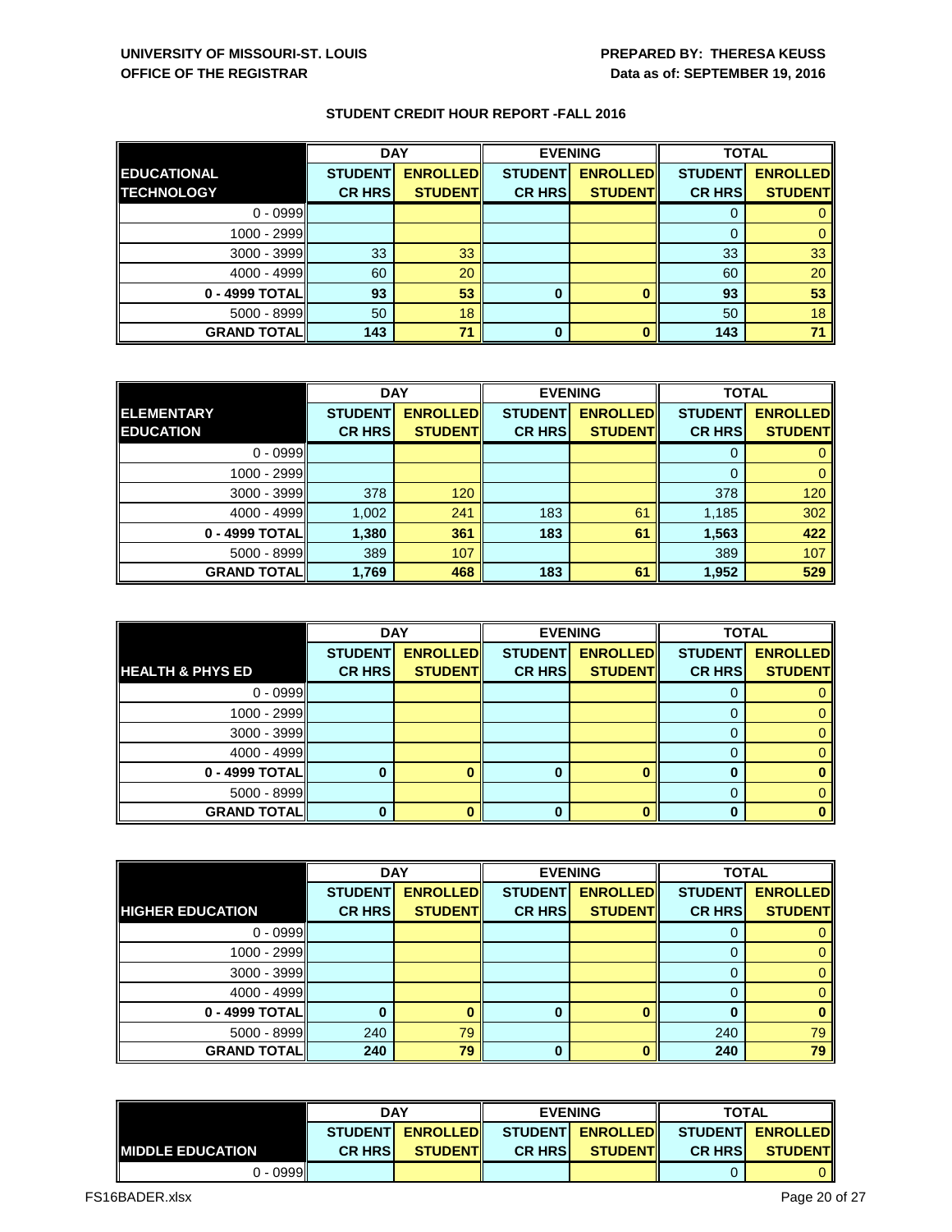UNIVERSITY OF MISSOURI-ST. LOUIS
OFFICE OF THE REGISTRAR

PREPARED BY: THERESA KEUSS
Data as of: SEPTEMBER 19, 2016

## STUDENT CREDIT HOUR REPORT -FALL 2016

| EDUCATIONAL TECHNOLOGY | DAY | | EVENING | | TOTAL | |
|---|---|---|---|---|---|---|
| | STUDENT CR HRS | ENROLLED STUDENT | STUDENT CR HRS | ENROLLED STUDENT | STUDENT CR HRS | ENROLLED STUDENT |
| 0 - 0999 | | | | | 0 | 0 |
| 1000 - 2999 | | | | | 0 | 0 |
| 3000 - 3999 | 33 | 33 | | | 33 | 33 |
| 4000 - 4999 | 60 | 20 | | | 60 | 20 |
| **0 - 4999 TOTAL** | **93** | **53** | **0** | **0** | **93** | **53** |
| 5000 - 8999 | 50 | 18 | | | 50 | 18 |
| **GRAND TOTAL** | **143** | **71** | **0** | **0** | **143** | **71** |

| ELEMENTARY EDUCATION | DAY | | EVENING | | TOTAL | |
|---|---|---|---|---|---|---|
| | STUDENT CR HRS | ENROLLED STUDENT | STUDENT CR HRS | ENROLLED STUDENT | STUDENT CR HRS | ENROLLED STUDENT |
| 0 - 0999 | | | | | 0 | 0 |
| 1000 - 2999 | | | | | 0 | 0 |
| 3000 - 3999 | 378 | 120 | | | 378 | 120 |
| 4000 - 4999 | 1,002 | 241 | 183 | 61 | 1,185 | 302 |
| **0 - 4999 TOTAL** | **1,380** | **361** | **183** | **61** | **1,563** | **422** |
| 5000 - 8999 | 389 | 107 | | | 389 | 107 |
| **GRAND TOTAL** | **1,769** | **468** | **183** | **61** | **1,952** | **529** |

| HEALTH & PHYS ED | DAY | | EVENING | | TOTAL | |
|---|---|---|---|---|---|---|
| | STUDENT CR HRS | ENROLLED STUDENT | STUDENT CR HRS | ENROLLED STUDENT | STUDENT CR HRS | ENROLLED STUDENT |
| 0 - 0999 | | | | | 0 | 0 |
| 1000 - 2999 | | | | | 0 | 0 |
| 3000 - 3999 | | | | | 0 | 0 |
| 4000 - 4999 | | | | | 0 | 0 |
| **0 - 4999 TOTAL** | **0** | **0** | **0** | **0** | **0** | **0** |
| 5000 - 8999 | | | | | 0 | 0 |
| **GRAND TOTAL** | **0** | **0** | **0** | **0** | **0** | **0** |

| HIGHER EDUCATION | DAY | | EVENING | | TOTAL | |
|---|---|---|---|---|---|---|
| | STUDENT CR HRS | ENROLLED STUDENT | STUDENT CR HRS | ENROLLED STUDENT | STUDENT CR HRS | ENROLLED STUDENT |
| 0 - 0999 | | | | | 0 | 0 |
| 1000 - 2999 | | | | | 0 | 0 |
| 3000 - 3999 | | | | | 0 | 0 |
| 4000 - 4999 | | | | | 0 | 0 |
| **0 - 4999 TOTAL** | **0** | **0** | **0** | **0** | **0** | **0** |
| 5000 - 8999 | 240 | 79 | | | 240 | 79 |
| **GRAND TOTAL** | **240** | **79** | **0** | **0** | **240** | **79** |

| MIDDLE EDUCATION | DAY | | EVENING | | TOTAL | |
|---|---|---|---|---|---|---|
| | STUDENT CR HRS | ENROLLED STUDENT | STUDENT CR HRS | ENROLLED STUDENT | STUDENT CR HRS | ENROLLED STUDENT |
| 0 - 0999 | | | | | 0 | 0 |

FS16BADER.xlsx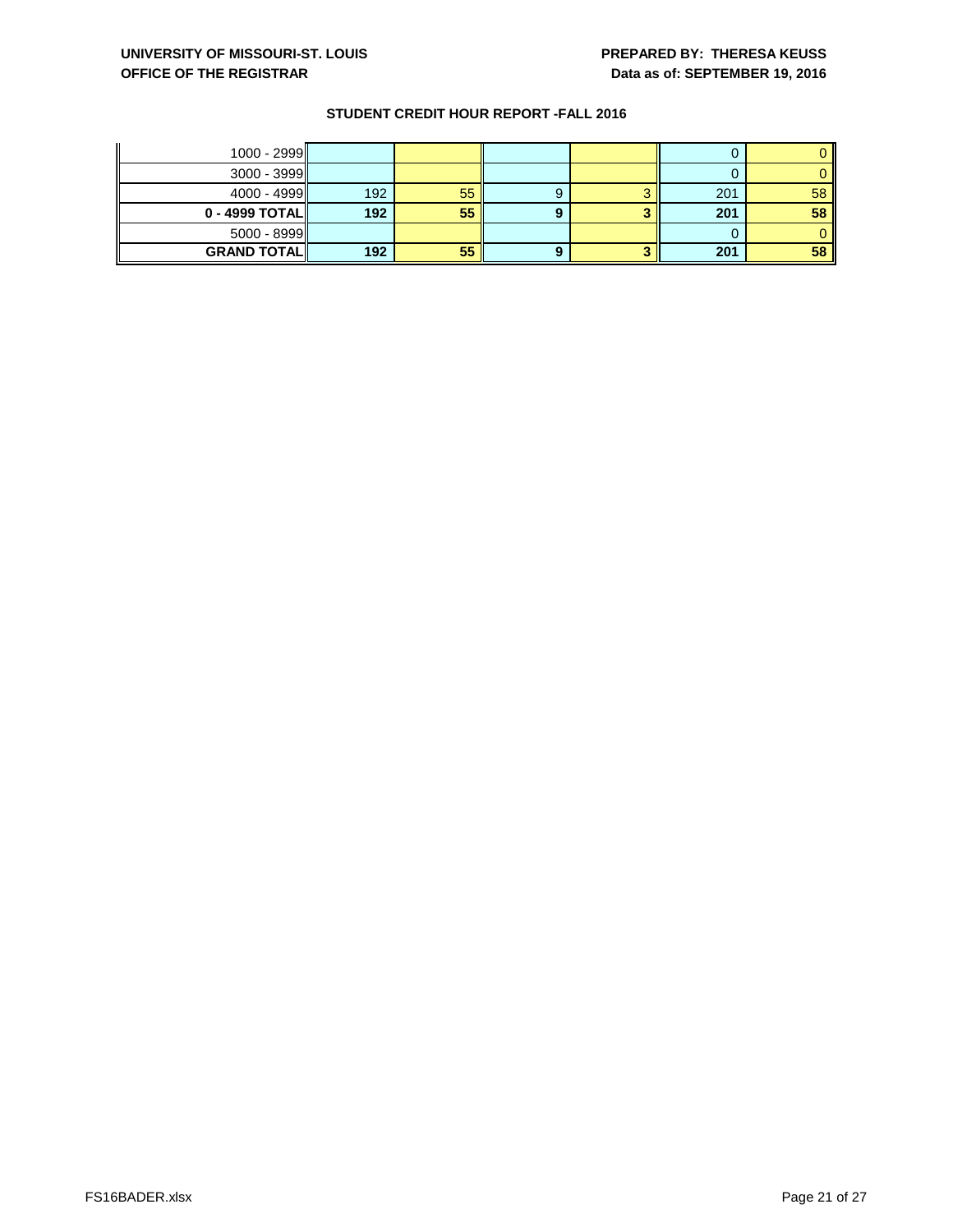UNIVERSITY OF MISSOURI-ST. LOUIS
OFFICE OF THE REGISTRAR

PREPARED BY: THERESA KEUSS
Data as of: SEPTEMBER 19, 2016

**STUDENT CREDIT HOUR REPORT -FALL 2016**

| | | | | | | |
|---|---|---|---|---|---|---|
| 1000 - 2999 | | | | | 0 | 0 |
| 3000 - 3999 | | | | | 0 | 0 |
| 4000 - 4999 | 192 | 55 | 9 | 3 | 201 | 58 |
| **0 - 4999 TOTAL** | **192** | **55** | **9** | **3** | **201** | **58** |
| 5000 - 8999 | | | | | 0 | 0 |
| **GRAND TOTAL** | **192** | **55** | **9** | **3** | **201** | **58** |

FS16BADER.xlsx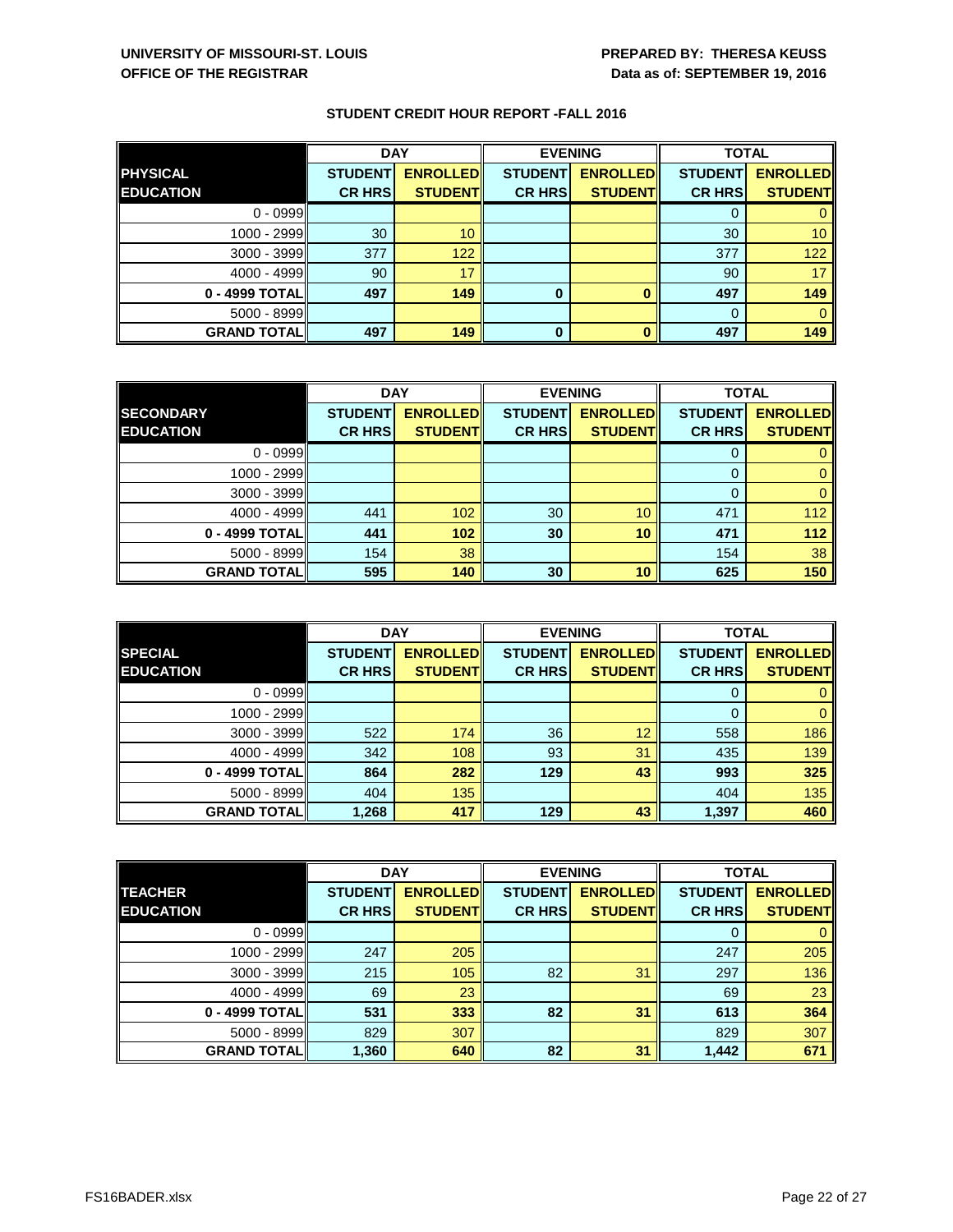**UNIVERSITY OF MISSOURI-ST. LOUIS**
**OFFICE OF THE REGISTRAR**

**PREPARED BY: THERESA KEUSS**
**Data as of: SEPTEMBER 19, 2016**

## STUDENT CREDIT HOUR REPORT -FALL 2016

| | DAY | | EVENING | | TOTAL | |
|---|---|---|---|---|---|---|
| **PHYSICAL EDUCATION** | **STUDENT CR HRS** | **ENROLLED STUDENT** | **STUDENT CR HRS** | **ENROLLED STUDENT** | **STUDENT CR HRS** | **ENROLLED STUDENT** |
| 0 - 0999 | | | | | 0 | 0 |
| 1000 - 2999 | 30 | 10 | | | 30 | 10 |
| 3000 - 3999 | 377 | 122 | | | 377 | 122 |
| 4000 - 4999 | 90 | 17 | | | 90 | 17 |
| **0 - 4999 TOTAL** | **497** | **149** | **0** | **0** | **497** | **149** |
| 5000 - 8999 | | | | | 0 | 0 |
| **GRAND TOTAL** | **497** | **149** | **0** | **0** | **497** | **149** |

| | DAY | | EVENING | | TOTAL | |
|---|---|---|---|---|---|---|
| **SECONDARY EDUCATION** | **STUDENT CR HRS** | **ENROLLED STUDENT** | **STUDENT CR HRS** | **ENROLLED STUDENT** | **STUDENT CR HRS** | **ENROLLED STUDENT** |
| 0 - 0999 | | | | | 0 | 0 |
| 1000 - 2999 | | | | | 0 | 0 |
| 3000 - 3999 | | | | | 0 | 0 |
| 4000 - 4999 | 441 | 102 | 30 | 10 | 471 | 112 |
| **0 - 4999 TOTAL** | **441** | **102** | **30** | **10** | **471** | **112** |
| 5000 - 8999 | 154 | 38 | | | 154 | 38 |
| **GRAND TOTAL** | **595** | **140** | **30** | **10** | **625** | **150** |

| | DAY | | EVENING | | TOTAL | |
|---|---|---|---|---|---|---|
| **SPECIAL EDUCATION** | **STUDENT CR HRS** | **ENROLLED STUDENT** | **STUDENT CR HRS** | **ENROLLED STUDENT** | **STUDENT CR HRS** | **ENROLLED STUDENT** |
| 0 - 0999 | | | | | 0 | 0 |
| 1000 - 2999 | | | | | 0 | 0 |
| 3000 - 3999 | 522 | 174 | 36 | 12 | 558 | 186 |
| 4000 - 4999 | 342 | 108 | 93 | 31 | 435 | 139 |
| **0 - 4999 TOTAL** | **864** | **282** | **129** | **43** | **993** | **325** |
| 5000 - 8999 | 404 | 135 | | | 404 | 135 |
| **GRAND TOTAL** | **1,268** | **417** | **129** | **43** | **1,397** | **460** |

| | DAY | | EVENING | | TOTAL | |
|---|---|---|---|---|---|---|
| **TEACHER EDUCATION** | **STUDENT CR HRS** | **ENROLLED STUDENT** | **STUDENT CR HRS** | **ENROLLED STUDENT** | **STUDENT CR HRS** | **ENROLLED STUDENT** |
| 0 - 0999 | | | | | 0 | 0 |
| 1000 - 2999 | 247 | 205 | | | 247 | 205 |
| 3000 - 3999 | 215 | 105 | 82 | 31 | 297 | 136 |
| 4000 - 4999 | 69 | 23 | | | 69 | 23 |
| **0 - 4999 TOTAL** | **531** | **333** | **82** | **31** | **613** | **364** |
| 5000 - 8999 | 829 | 307 | | | 829 | 307 |
| **GRAND TOTAL** | **1,360** | **640** | **82** | **31** | **1,442** | **671** |

FS16BADER.xlsx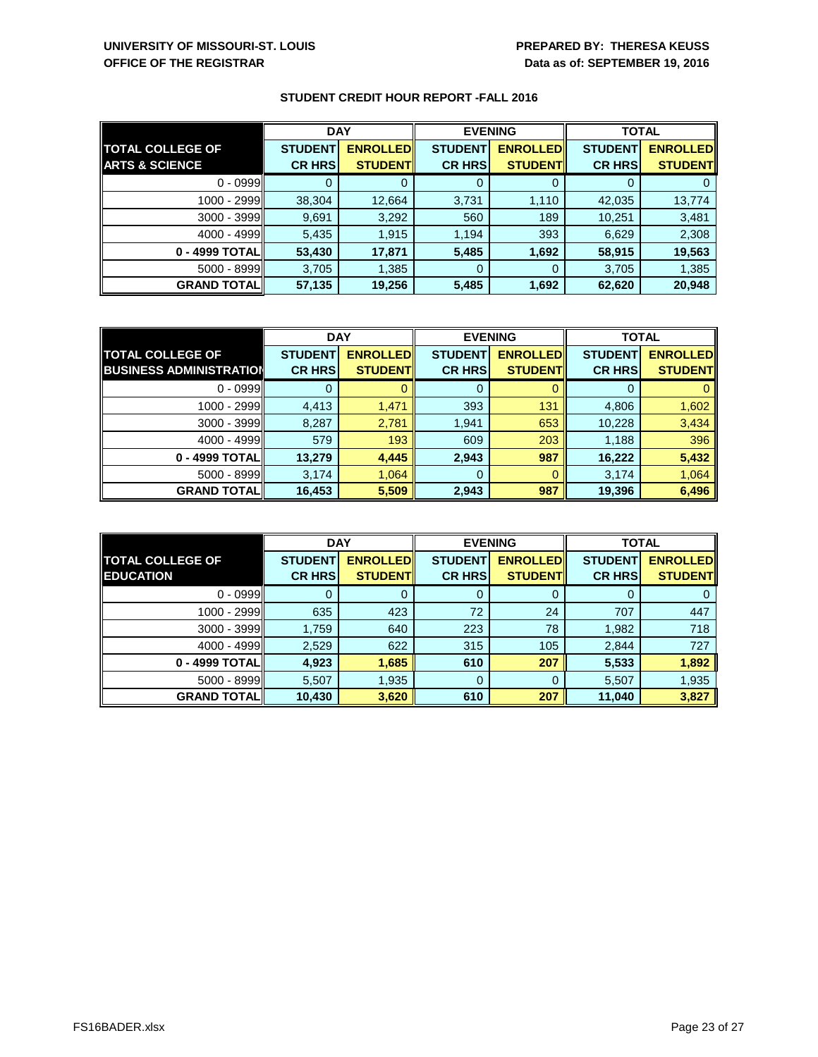UNIVERSITY OF MISSOURI-ST. LOUIS
OFFICE OF THE REGISTRAR

PREPARED BY: THERESA KEUSS
Data as of: SEPTEMBER 19, 2016

## STUDENT CREDIT HOUR REPORT -FALL 2016

| TOTAL COLLEGE OF ARTS & SCIENCE | DAY | | EVENING | | TOTAL | |
|---|---|---|---|---|---|---|
| | STUDENT CR HRS | ENROLLED STUDENT | STUDENT CR HRS | ENROLLED STUDENT | STUDENT CR HRS | ENROLLED STUDENT |
| 0 - 0999 | 0 | 0 | 0 | 0 | 0 | 0 |
| 1000 - 2999 | 38,304 | 12,664 | 3,731 | 1,110 | 42,035 | 13,774 |
| 3000 - 3999 | 9,691 | 3,292 | 560 | 189 | 10,251 | 3,481 |
| 4000 - 4999 | 5,435 | 1,915 | 1,194 | 393 | 6,629 | 2,308 |
| **0 - 4999 TOTAL** | **53,430** | **17,871** | **5,485** | **1,692** | **58,915** | **19,563** |
| 5000 - 8999 | 3,705 | 1,385 | 0 | 0 | 3,705 | 1,385 |
| **GRAND TOTAL** | **57,135** | **19,256** | **5,485** | **1,692** | **62,620** | **20,948** |

| TOTAL COLLEGE OF BUSINESS ADMINISTRATION | DAY | | EVENING | | TOTAL | |
|---|---|---|---|---|---|---|
| | STUDENT CR HRS | ENROLLED STUDENT | STUDENT CR HRS | ENROLLED STUDENT | STUDENT CR HRS | ENROLLED STUDENT |
| 0 - 0999 | 0 | 0 | 0 | 0 | 0 | 0 |
| 1000 - 2999 | 4,413 | 1,471 | 393 | 131 | 4,806 | 1,602 |
| 3000 - 3999 | 8,287 | 2,781 | 1,941 | 653 | 10,228 | 3,434 |
| 4000 - 4999 | 579 | 193 | 609 | 203 | 1,188 | 396 |
| **0 - 4999 TOTAL** | **13,279** | **4,445** | **2,943** | **987** | **16,222** | **5,432** |
| 5000 - 8999 | 3,174 | 1,064 | 0 | 0 | 3,174 | 1,064 |
| **GRAND TOTAL** | **16,453** | **5,509** | **2,943** | **987** | **19,396** | **6,496** |

| TOTAL COLLEGE OF EDUCATION | DAY | | EVENING | | TOTAL | |
|---|---|---|---|---|---|---|
| | STUDENT CR HRS | ENROLLED STUDENT | STUDENT CR HRS | ENROLLED STUDENT | STUDENT CR HRS | ENROLLED STUDENT |
| 0 - 0999 | 0 | 0 | 0 | 0 | 0 | 0 |
| 1000 - 2999 | 635 | 423 | 72 | 24 | 707 | 447 |
| 3000 - 3999 | 1,759 | 640 | 223 | 78 | 1,982 | 718 |
| 4000 - 4999 | 2,529 | 622 | 315 | 105 | 2,844 | 727 |
| **0 - 4999 TOTAL** | **4,923** | **1,685** | **610** | **207** | **5,533** | **1,892** |
| 5000 - 8999 | 5,507 | 1,935 | 0 | 0 | 5,507 | 1,935 |
| **GRAND TOTAL** | **10,430** | **3,620** | **610** | **207** | **11,040** | **3,827** |

FS16BADER.xlsx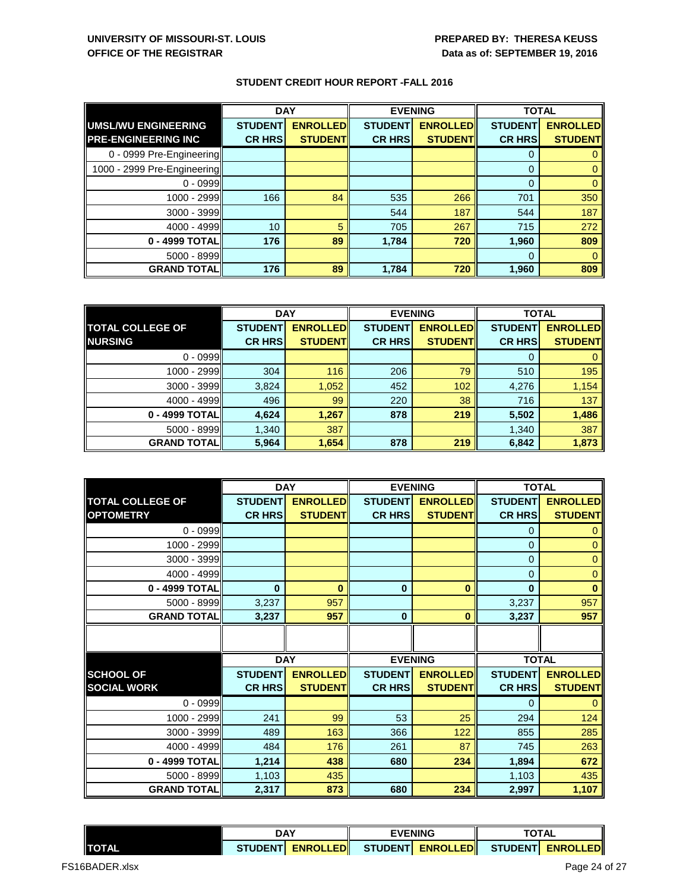**UNIVERSITY OF MISSOURI-ST. LOUIS**
**OFFICE OF THE REGISTRAR**

**PREPARED BY: THERESA KEUSS**
**Data as of: SEPTEMBER 19, 2016**

## STUDENT CREDIT HOUR REPORT -FALL 2016

| | DAY | | EVENING | | TOTAL | |
|---|---|---|---|---|---|---|
| **UMSL/WU ENGINEERING PRE-ENGINEERING INC** | **STUDENT CR HRS** | **ENROLLED STUDENT** | **STUDENT CR HRS** | **ENROLLED STUDENT** | **STUDENT CR HRS** | **ENROLLED STUDENT** |
| 0 - 0999 Pre-Engineering | | | | | 0 | 0 |
| 1000 - 2999 Pre-Engineering | | | | | 0 | 0 |
| 0 - 0999 | | | | | 0 | 0 |
| 1000 - 2999 | 166 | 84 | 535 | 266 | 701 | 350 |
| 3000 - 3999 | | | 544 | 187 | 544 | 187 |
| 4000 - 4999 | 10 | 5 | 705 | 267 | 715 | 272 |
| **0 - 4999 TOTAL** | **176** | **89** | **1,784** | **720** | **1,960** | **809** |
| 5000 - 8999 | | | | | 0 | 0 |
| **GRAND TOTAL** | **176** | **89** | **1,784** | **720** | **1,960** | **809** |

| | DAY | | EVENING | | TOTAL | |
|---|---|---|---|---|---|---|
| **TOTAL COLLEGE OF NURSING** | **STUDENT CR HRS** | **ENROLLED STUDENT** | **STUDENT CR HRS** | **ENROLLED STUDENT** | **STUDENT CR HRS** | **ENROLLED STUDENT** |
| 0 - 0999 | | | | | 0 | 0 |
| 1000 - 2999 | 304 | 116 | 206 | 79 | 510 | 195 |
| 3000 - 3999 | 3,824 | 1,052 | 452 | 102 | 4,276 | 1,154 |
| 4000 - 4999 | 496 | 99 | 220 | 38 | 716 | 137 |
| **0 - 4999 TOTAL** | **4,624** | **1,267** | **878** | **219** | **5,502** | **1,486** |
| 5000 - 8999 | 1,340 | 387 | | | 1,340 | 387 |
| **GRAND TOTAL** | **5,964** | **1,654** | **878** | **219** | **6,842** | **1,873** |

| | DAY | | EVENING | | TOTAL | |
|---|---|---|---|---|---|---|
| **TOTAL COLLEGE OF OPTOMETRY** | **STUDENT CR HRS** | **ENROLLED STUDENT** | **STUDENT CR HRS** | **ENROLLED STUDENT** | **STUDENT CR HRS** | **ENROLLED STUDENT** |
| 0 - 0999 | | | | | 0 | 0 |
| 1000 - 2999 | | | | | 0 | 0 |
| 3000 - 3999 | | | | | 0 | 0 |
| 4000 - 4999 | | | | | 0 | 0 |
| **0 - 4999 TOTAL** | **0** | **0** | **0** | **0** | **0** | **0** |
| 5000 - 8999 | 3,237 | 957 | | | 3,237 | 957 |
| **GRAND TOTAL** | **3,237** | **957** | **0** | **0** | **3,237** | **957** |

| | DAY | | EVENING | | TOTAL | |
|---|---|---|---|---|---|---|
| **SCHOOL OF SOCIAL WORK** | **STUDENT CR HRS** | **ENROLLED STUDENT** | **STUDENT CR HRS** | **ENROLLED STUDENT** | **STUDENT CR HRS** | **ENROLLED STUDENT** |
| 0 - 0999 | | | | | 0 | 0 |
| 1000 - 2999 | 241 | 99 | 53 | 25 | 294 | 124 |
| 3000 - 3999 | 489 | 163 | 366 | 122 | 855 | 285 |
| 4000 - 4999 | 484 | 176 | 261 | 87 | 745 | 263 |
| **0 - 4999 TOTAL** | **1,214** | **438** | **680** | **234** | **1,894** | **672** |
| 5000 - 8999 | 1,103 | 435 | | | 1,103 | 435 |
| **GRAND TOTAL** | **2,317** | **873** | **680** | **234** | **2,997** | **1,107** |

| | DAY | | EVENING | | TOTAL | |
|---|---|---|---|---|---|---|
| **TOTAL** | **STUDENT** | **ENROLLED** | **STUDENT** | **ENROLLED** | **STUDENT** | **ENROLLED** |

FS16BADER.xlsx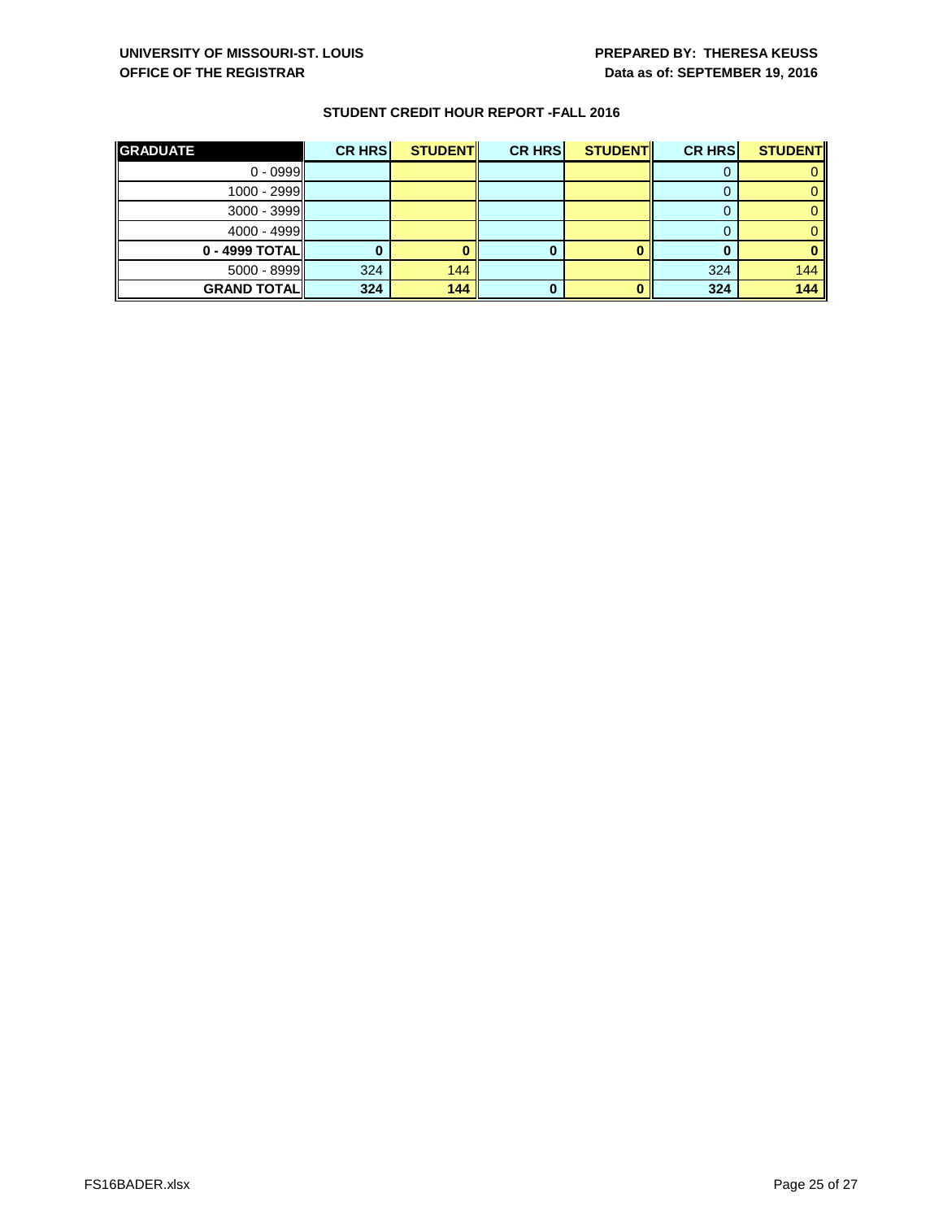UNIVERSITY OF MISSOURI-ST. LOUIS
OFFICE OF THE REGISTRAR

PREPARED BY: THERESA KEUSS
Data as of: SEPTEMBER 19, 2016

### STUDENT CREDIT HOUR REPORT -FALL 2016

| GRADUATE | CR HRS | STUDENT | CR HRS | STUDENT | CR HRS | STUDENT |
|---|---|---|---|---|---|---|
| 0 - 0999 | | | | | 0 | 0 |
| 1000 - 2999 | | | | | 0 | 0 |
| 3000 - 3999 | | | | | 0 | 0 |
| 4000 - 4999 | | | | | 0 | 0 |
| **0 - 4999 TOTAL** | **0** | **0** | **0** | **0** | **0** | **0** |
| 5000 - 8999 | 324 | 144 | | | 324 | 144 |
| **GRAND TOTAL** | **324** | **144** | **0** | **0** | **324** | **144** |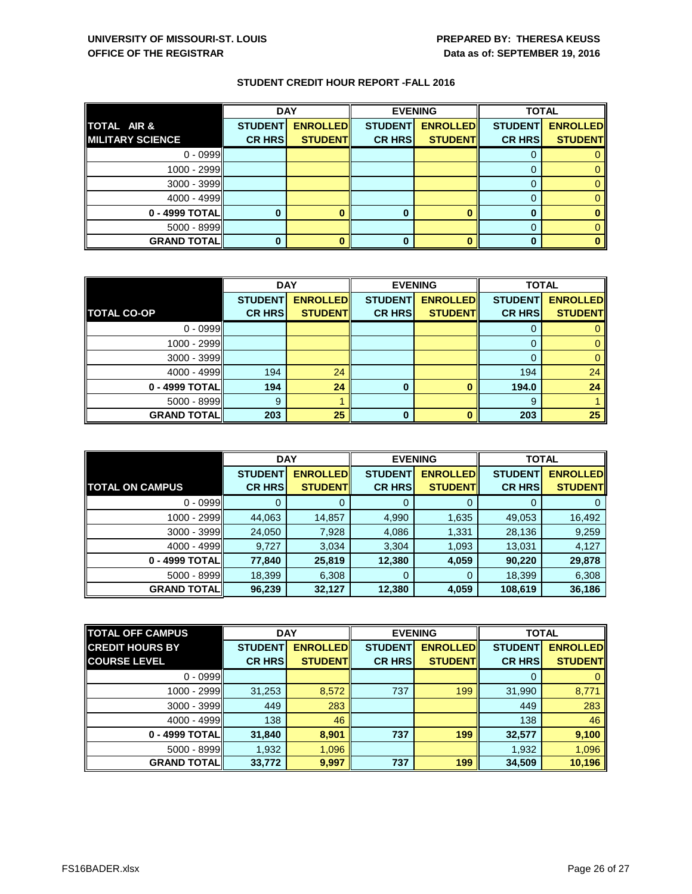**UNIVERSITY OF MISSOURI-ST. LOUIS**
**OFFICE OF THE REGISTRAR**

**PREPARED BY: THERESA KEUSS**
**Data as of: SEPTEMBER 19, 2016**

## STUDENT CREDIT HOUR REPORT -FALL 2016

| TOTAL AIR & MILITARY SCIENCE | DAY | | EVENING | | TOTAL | |
|---|---|---|---|---|---|---|
| | STUDENT CR HRS | ENROLLED STUDENT | STUDENT CR HRS | ENROLLED STUDENT | STUDENT CR HRS | ENROLLED STUDENT |
| 0 - 0999 | | | | | 0 | 0 |
| 1000 - 2999 | | | | | 0 | 0 |
| 3000 - 3999 | | | | | 0 | 0 |
| 4000 - 4999 | | | | | 0 | 0 |
| **0 - 4999 TOTAL** | **0** | **0** | **0** | **0** | **0** | **0** |
| 5000 - 8999 | | | | | 0 | 0 |
| **GRAND TOTAL** | **0** | **0** | **0** | **0** | **0** | **0** |

| TOTAL CO-OP | DAY | | EVENING | | TOTAL | |
|---|---|---|---|---|---|---|
| | STUDENT CR HRS | ENROLLED STUDENT | STUDENT CR HRS | ENROLLED STUDENT | STUDENT CR HRS | ENROLLED STUDENT |
| 0 - 0999 | | | | | 0 | 0 |
| 1000 - 2999 | | | | | 0 | 0 |
| 3000 - 3999 | | | | | 0 | 0 |
| 4000 - 4999 | 194 | 24 | | | 194 | 24 |
| **0 - 4999 TOTAL** | **194** | **24** | **0** | **0** | **194.0** | **24** |
| 5000 - 8999 | 9 | 1 | | | 9 | 1 |
| **GRAND TOTAL** | **203** | **25** | **0** | **0** | **203** | **25** |

| TOTAL ON CAMPUS | DAY | | EVENING | | TOTAL | |
|---|---|---|---|---|---|---|
| | STUDENT CR HRS | ENROLLED STUDENT | STUDENT CR HRS | ENROLLED STUDENT | STUDENT CR HRS | ENROLLED STUDENT |
| 0 - 0999 | 0 | 0 | 0 | 0 | 0 | 0 |
| 1000 - 2999 | 44,063 | 14,857 | 4,990 | 1,635 | 49,053 | 16,492 |
| 3000 - 3999 | 24,050 | 7,928 | 4,086 | 1,331 | 28,136 | 9,259 |
| 4000 - 4999 | 9,727 | 3,034 | 3,304 | 1,093 | 13,031 | 4,127 |
| **0 - 4999 TOTAL** | **77,840** | **25,819** | **12,380** | **4,059** | **90,220** | **29,878** |
| 5000 - 8999 | 18,399 | 6,308 | 0 | 0 | 18,399 | 6,308 |
| **GRAND TOTAL** | **96,239** | **32,127** | **12,380** | **4,059** | **108,619** | **36,186** |

| TOTAL OFF CAMPUS CREDIT HOURS BY COURSE LEVEL | DAY | | EVENING | | TOTAL | |
|---|---|---|---|---|---|---|
| | STUDENT CR HRS | ENROLLED STUDENT | STUDENT CR HRS | ENROLLED STUDENT | STUDENT CR HRS | ENROLLED STUDENT |
| 0 - 0999 | | | | | 0 | 0 |
| 1000 - 2999 | 31,253 | 8,572 | 737 | 199 | 31,990 | 8,771 |
| 3000 - 3999 | 449 | 283 | | | 449 | 283 |
| 4000 - 4999 | 138 | 46 | | | 138 | 46 |
| **0 - 4999 TOTAL** | **31,840** | **8,901** | **737** | **199** | **32,577** | **9,100** |
| 5000 - 8999 | 1,932 | 1,096 | | | 1,932 | 1,096 |
| **GRAND TOTAL** | **33,772** | **9,997** | **737** | **199** | **34,509** | **10,196** |

FS16BADER.xlsx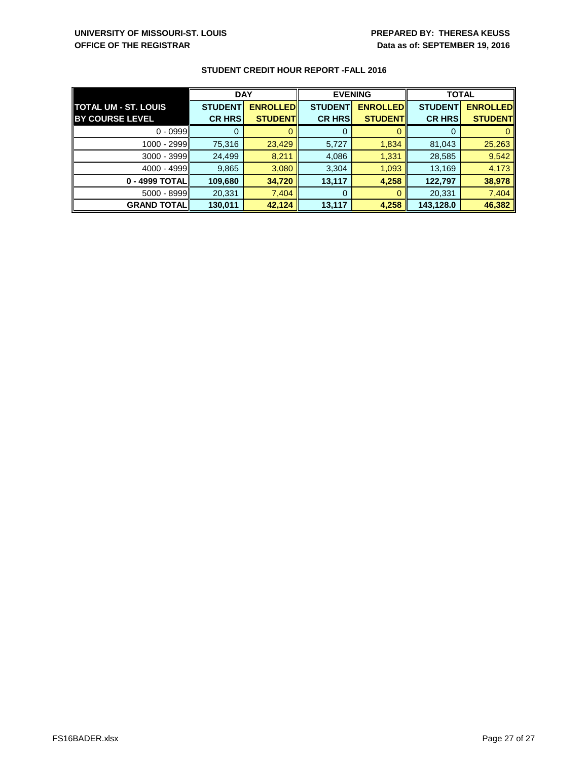**UNIVERSITY OF MISSOURI-ST. LOUIS**
**OFFICE OF THE REGISTRAR**

**PREPARED BY: THERESA KEUSS**
**Data as of: SEPTEMBER 19, 2016**

## STUDENT CREDIT HOUR REPORT -FALL 2016

| | DAY | | EVENING | | TOTAL | |
|---|---|---|---|---|---|---|
| **TOTAL UM - ST. LOUIS BY COURSE LEVEL** | **STUDENT CR HRS** | **ENROLLED STUDENT** | **STUDENT CR HRS** | **ENROLLED STUDENT** | **STUDENT CR HRS** | **ENROLLED STUDENT** |
| 0 - 0999 | 0 | 0 | 0 | 0 | 0 | 0 |
| 1000 - 2999 | 75,316 | 23,429 | 5,727 | 1,834 | 81,043 | 25,263 |
| 3000 - 3999 | 24,499 | 8,211 | 4,086 | 1,331 | 28,585 | 9,542 |
| 4000 - 4999 | 9,865 | 3,080 | 3,304 | 1,093 | 13,169 | 4,173 |
| **0 - 4999 TOTAL** | **109,680** | **34,720** | **13,117** | **4,258** | **122,797** | **38,978** |
| 5000 - 8999 | 20,331 | 7,404 | 0 | 0 | 20,331 | 7,404 |
| **GRAND TOTAL** | **130,011** | **42,124** | **13,117** | **4,258** | **143,128.0** | **46,382** |

FS16BADER.xlsx